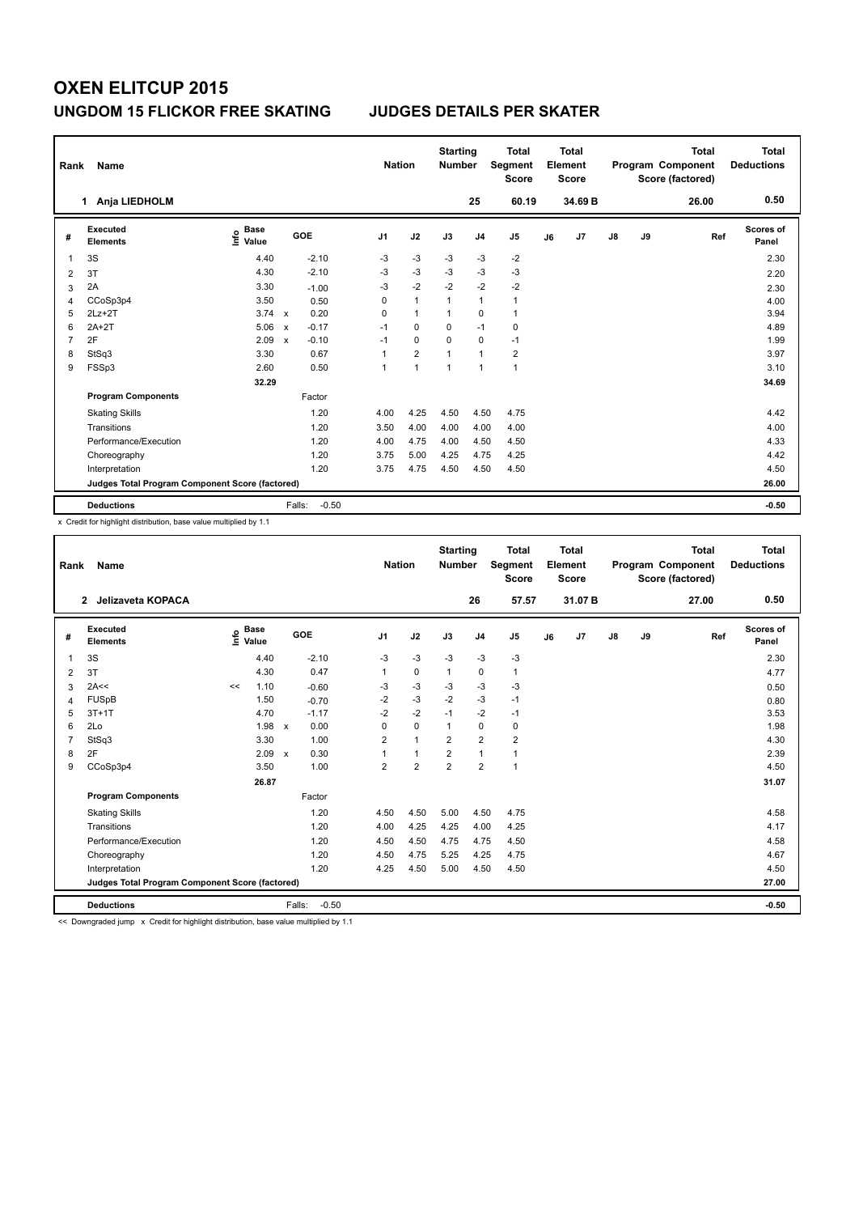# OXEN ELITCUP 2015

## UNGDOM 15 FLICKOR FREE SKATING JUDGES DETAILS PER SKATER

| Rank | Name | Nation | Starting Number | Total Segment Score | Total Element Score | Total Program Component Score (factored) | Total Deductions |
|---|---|---|---|---|---|---|---|
| 1 | Anja LIEDHOLM | | 25 | 60.19 | 34.69 B | 26.00 | 0.50 |

| # | Executed Elements | Info | Base Value | | GOE | J1 | J2 | J3 | J4 | J5 | J6 | J7 | J8 | J9 | Ref | Scores of Panel |
|---|---|---|---|---|---|---|---|---|---|---|---|---|---|---|---|---|
| 1 | 3S | | 4.40 | | -2.10 | -3 | -3 | -3 | -3 | -2 | | | | | | 2.30 |
| 2 | 3T | | 4.30 | | -2.10 | -3 | -3 | -3 | -3 | -3 | | | | | | 2.20 |
| 3 | 2A | | 3.30 | | -1.00 | -3 | -2 | -2 | -2 | -2 | | | | | | 2.30 |
| 4 | CCoSp3p4 | | 3.50 | | 0.50 | 0 | 1 | 1 | 1 | 1 | | | | | | 4.00 |
| 5 | 2Lz+2T | | 3.74 | x | 0.20 | 0 | 1 | 1 | 0 | 1 | | | | | | 3.94 |
| 6 | 2A+2T | | 5.06 | x | -0.17 | -1 | 0 | 0 | -1 | 0 | | | | | | 4.89 |
| 7 | 2F | | 2.09 | x | -0.10 | -1 | 0 | 0 | 0 | -1 | | | | | | 1.99 |
| 8 | StSq3 | | 3.30 | | 0.67 | 1 | 2 | 1 | 1 | 2 | | | | | | 3.97 |
| 9 | FSSp3 | | 2.60 | | 0.50 | 1 | 1 | 1 | 1 | 1 | | | | | | 3.10 |
| | | | 32.29 | | | | | | | | | | | | | 34.69 |
| | **Program Components** | | | | Factor | | | | | | | | | | | |
| | Skating Skills | | | | 1.20 | 4.00 | 4.25 | 4.50 | 4.50 | 4.75 | | | | | | 4.42 |
| | Transitions | | | | 1.20 | 3.50 | 4.00 | 4.00 | 4.00 | 4.00 | | | | | | 4.00 |
| | Performance/Execution | | | | 1.20 | 4.00 | 4.75 | 4.00 | 4.50 | 4.50 | | | | | | 4.33 |
| | Choreography | | | | 1.20 | 3.75 | 5.00 | 4.25 | 4.75 | 4.25 | | | | | | 4.42 |
| | Interpretation | | | | 1.20 | 3.75 | 4.75 | 4.50 | 4.50 | 4.50 | | | | | | 4.50 |
| | **Judges Total Program Component Score (factored)** | | | | | | | | | | | | | | | 26.00 |
| | **Deductions** | | | | Falls: -0.50 | | | | | | | | | | | -0.50 |

x Credit for highlight distribution, base value multiplied by 1.1

| Rank | Name | Nation | Starting Number | Total Segment Score | Total Element Score | Total Program Component Score (factored) | Total Deductions |
|---|---|---|---|---|---|---|---|
| 2 | Jelizaveta KOPACA | | 26 | 57.57 | 31.07 B | 27.00 | 0.50 |

| # | Executed Elements | Info | Base Value | | GOE | J1 | J2 | J3 | J4 | J5 | J6 | J7 | J8 | J9 | Ref | Scores of Panel |
|---|---|---|---|---|---|---|---|---|---|---|---|---|---|---|---|---|
| 1 | 3S | | 4.40 | | -2.10 | -3 | -3 | -3 | -3 | -3 | | | | | | 2.30 |
| 2 | 3T | | 4.30 | | 0.47 | 1 | 0 | 1 | 0 | 1 | | | | | | 4.77 |
| 3 | 2A<< | << | 1.10 | | -0.60 | -3 | -3 | -3 | -3 | -3 | | | | | | 0.50 |
| 4 | FUSpB | | 1.50 | | -0.70 | -2 | -3 | -2 | -3 | -1 | | | | | | 0.80 |
| 5 | 3T+1T | | 4.70 | | -1.17 | -2 | -2 | -1 | -2 | -1 | | | | | | 3.53 |
| 6 | 2Lo | | 1.98 | x | 0.00 | 0 | 0 | 1 | 0 | 0 | | | | | | 1.98 |
| 7 | StSq3 | | 3.30 | | 1.00 | 2 | 1 | 2 | 2 | 2 | | | | | | 4.30 |
| 8 | 2F | | 2.09 | x | 0.30 | 1 | 1 | 2 | 1 | 1 | | | | | | 2.39 |
| 9 | CCoSp3p4 | | 3.50 | | 1.00 | 2 | 2 | 2 | 2 | 1 | | | | | | 4.50 |
| | | | 26.87 | | | | | | | | | | | | | 31.07 |
| | **Program Components** | | | | Factor | | | | | | | | | | | |
| | Skating Skills | | | | 1.20 | 4.50 | 4.50 | 5.00 | 4.50 | 4.75 | | | | | | 4.58 |
| | Transitions | | | | 1.20 | 4.00 | 4.25 | 4.25 | 4.00 | 4.25 | | | | | | 4.17 |
| | Performance/Execution | | | | 1.20 | 4.50 | 4.50 | 4.75 | 4.75 | 4.50 | | | | | | 4.58 |
| | Choreography | | | | 1.20 | 4.50 | 4.75 | 5.25 | 4.25 | 4.75 | | | | | | 4.67 |
| | Interpretation | | | | 1.20 | 4.25 | 4.50 | 5.00 | 4.50 | 4.50 | | | | | | 4.50 |
| | **Judges Total Program Component Score (factored)** | | | | | | | | | | | | | | | 27.00 |
| | **Deductions** | | | | Falls: -0.50 | | | | | | | | | | | -0.50 |

<< Downgraded jump x Credit for highlight distribution, base value multiplied by 1.1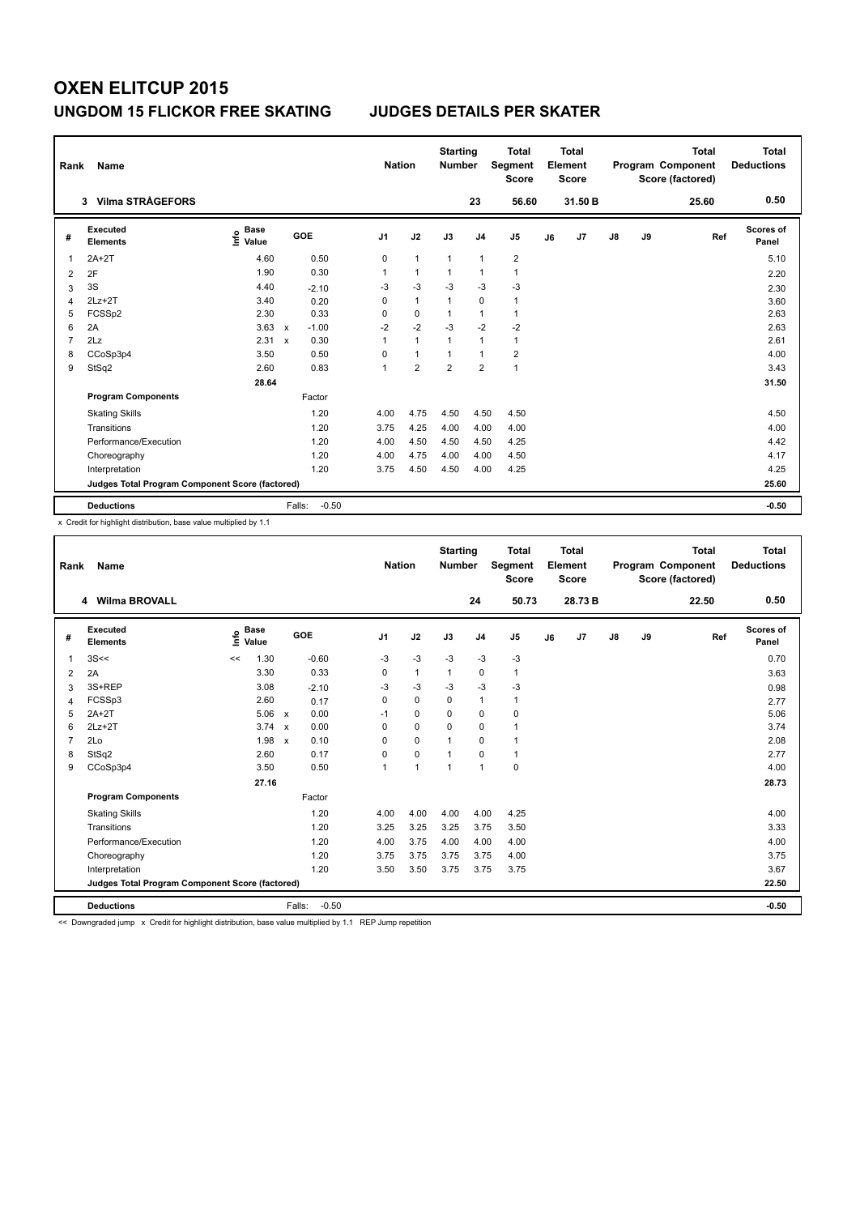# OXEN ELITCUP 2015

## UNGDOM 15 FLICKOR FREE SKATING — JUDGES DETAILS PER SKATER

| Rank | Name | Nation | Starting Number | Total Segment Score | Total Element Score | Total Program Component Score (factored) | Total Deductions |
|---|---|---|---|---|---|---|---|
| 3 | Vilma STRÅGEFORS | | 23 | 56.60 | 31.50 B | 25.60 | 0.50 |

| # | Executed Elements | Info | Base Value | | GOE | J1 | J2 | J3 | J4 | J5 | J6 | J7 | J8 | J9 | Ref | Scores of Panel |
|---|---|---|---|---|---|---|---|---|---|---|---|---|---|---|---|---|
| 1 | 2A+2T | | 4.60 | | 0.50 | 0 | 1 | 1 | 1 | 2 | | | | | | 5.10 |
| 2 | 2F | | 1.90 | | 0.30 | 1 | 1 | 1 | 1 | 1 | | | | | | 2.20 |
| 3 | 3S | | 4.40 | | -2.10 | -3 | -3 | -3 | -3 | -3 | | | | | | 2.30 |
| 4 | 2Lz+2T | | 3.40 | | 0.20 | 0 | 1 | 1 | 0 | 1 | | | | | | 3.60 |
| 5 | FCSSp2 | | 2.30 | | 0.33 | 0 | 0 | 1 | 1 | 1 | | | | | | 2.63 |
| 6 | 2A | | 3.63 | x | -1.00 | -2 | -2 | -3 | -2 | -2 | | | | | | 2.63 |
| 7 | 2Lz | | 2.31 | x | 0.30 | 1 | 1 | 1 | 1 | 1 | | | | | | 2.61 |
| 8 | CCoSp3p4 | | 3.50 | | 0.50 | 0 | 1 | 1 | 1 | 2 | | | | | | 4.00 |
| 9 | StSq2 | | 2.60 | | 0.83 | 1 | 2 | 2 | 2 | 1 | | | | | | 3.43 |
| | | | 28.64 | | | | | | | | | | | | | 31.50 |
| | **Program Components** | | | | Factor | | | | | | | | | | | |
| | Skating Skills | | | | 1.20 | 4.00 | 4.75 | 4.50 | 4.50 | 4.50 | | | | | | 4.50 |
| | Transitions | | | | 1.20 | 3.75 | 4.25 | 4.00 | 4.00 | 4.00 | | | | | | 4.00 |
| | Performance/Execution | | | | 1.20 | 4.00 | 4.50 | 4.50 | 4.50 | 4.25 | | | | | | 4.42 |
| | Choreography | | | | 1.20 | 4.00 | 4.75 | 4.00 | 4.00 | 4.50 | | | | | | 4.17 |
| | Interpretation | | | | 1.20 | 3.75 | 4.50 | 4.50 | 4.00 | 4.25 | | | | | | 4.25 |
| | Judges Total Program Component Score (factored) | | | | | | | | | | | | | | | 25.60 |
| | **Deductions** | | | Falls: | -0.50 | | | | | | | | | | | -0.50 |

x Credit for highlight distribution, base value multiplied by 1.1

| Rank | Name | Nation | Starting Number | Total Segment Score | Total Element Score | Total Program Component Score (factored) | Total Deductions |
|---|---|---|---|---|---|---|---|
| 4 | Wilma BROVALL | | 24 | 50.73 | 28.73 B | 22.50 | 0.50 |

| # | Executed Elements | Info | Base Value | | GOE | J1 | J2 | J3 | J4 | J5 | J6 | J7 | J8 | J9 | Ref | Scores of Panel |
|---|---|---|---|---|---|---|---|---|---|---|---|---|---|---|---|---|
| 1 | 3S<< | << | 1.30 | | -0.60 | -3 | -3 | -3 | -3 | -3 | | | | | | 0.70 |
| 2 | 2A | | 3.30 | | 0.33 | 0 | 1 | 1 | 0 | 1 | | | | | | 3.63 |
| 3 | 3S+REP | | 3.08 | | -2.10 | -3 | -3 | -3 | -3 | -3 | | | | | | 0.98 |
| 4 | FCSSp3 | | 2.60 | | 0.17 | 0 | 0 | 0 | 1 | 1 | | | | | | 2.77 |
| 5 | 2A+2T | | 5.06 | x | 0.00 | -1 | 0 | 0 | 0 | 0 | | | | | | 5.06 |
| 6 | 2Lz+2T | | 3.74 | x | 0.00 | 0 | 0 | 0 | 0 | 1 | | | | | | 3.74 |
| 7 | 2Lo | | 1.98 | x | 0.10 | 0 | 0 | 1 | 0 | 1 | | | | | | 2.08 |
| 8 | StSq2 | | 2.60 | | 0.17 | 0 | 0 | 1 | 0 | 1 | | | | | | 2.77 |
| 9 | CCoSp3p4 | | 3.50 | | 0.50 | 1 | 1 | 1 | 1 | 0 | | | | | | 4.00 |
| | | | 27.16 | | | | | | | | | | | | | 28.73 |
| | **Program Components** | | | | Factor | | | | | | | | | | | |
| | Skating Skills | | | | 1.20 | 4.00 | 4.00 | 4.00 | 4.00 | 4.25 | | | | | | 4.00 |
| | Transitions | | | | 1.20 | 3.25 | 3.25 | 3.25 | 3.75 | 3.50 | | | | | | 3.33 |
| | Performance/Execution | | | | 1.20 | 4.00 | 3.75 | 4.00 | 4.00 | 4.00 | | | | | | 4.00 |
| | Choreography | | | | 1.20 | 3.75 | 3.75 | 3.75 | 3.75 | 4.00 | | | | | | 3.75 |
| | Interpretation | | | | 1.20 | 3.50 | 3.50 | 3.75 | 3.75 | 3.75 | | | | | | 3.67 |
| | Judges Total Program Component Score (factored) | | | | | | | | | | | | | | | 22.50 |
| | **Deductions** | | | Falls: | -0.50 | | | | | | | | | | | -0.50 |

<< Downgraded jump x Credit for highlight distribution, base value multiplied by 1.1 REP Jump repetition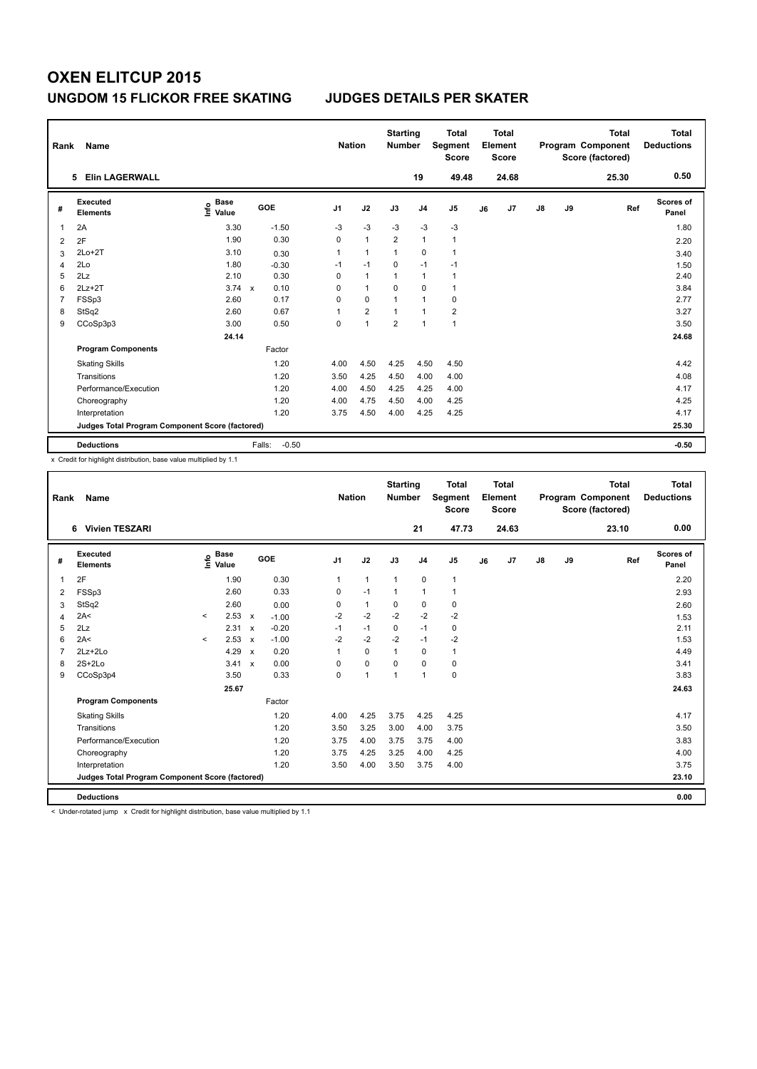# OXEN ELITCUP 2015

## UNGDOM 15 FLICKOR FREE SKATING JUDGES DETAILS PER SKATER

| Rank | Name | Nation | Starting Number | Total Segment Score | Total Element Score | Total Program Component Score (factored) | Total Deductions |
|---|---|---|---|---|---|---|---|
| 5 | Elin LAGERWALL | | 19 | 49.48 | 24.68 | 25.30 | 0.50 |

| # | Executed Elements | Info | Base Value | | GOE | J1 | J2 | J3 | J4 | J5 | J6 | J7 | J8 | J9 | Ref | Scores of Panel |
|---|---|---|---|---|---|---|---|---|---|---|---|---|---|---|---|---|
| 1 | 2A | | 3.30 | | -1.50 | -3 | -3 | -3 | -3 | -3 | | | | | | 1.80 |
| 2 | 2F | | 1.90 | | 0.30 | 0 | 1 | 2 | 1 | 1 | | | | | | 2.20 |
| 3 | 2Lo+2T | | 3.10 | | 0.30 | 1 | 1 | 1 | 0 | 1 | | | | | | 3.40 |
| 4 | 2Lo | | 1.80 | | -0.30 | -1 | -1 | 0 | -1 | -1 | | | | | | 1.50 |
| 5 | 2Lz | | 2.10 | | 0.30 | 0 | 1 | 1 | 1 | 1 | | | | | | 2.40 |
| 6 | 2Lz+2T | | 3.74 | x | 0.10 | 0 | 1 | 0 | 0 | 1 | | | | | | 3.84 |
| 7 | FSSp3 | | 2.60 | | 0.17 | 0 | 0 | 1 | 1 | 0 | | | | | | 2.77 |
| 8 | StSq2 | | 2.60 | | 0.67 | 1 | 2 | 1 | 1 | 2 | | | | | | 3.27 |
| 9 | CCoSp3p3 | | 3.00 | | 0.50 | 0 | 1 | 2 | 1 | 1 | | | | | | 3.50 |
| | | | 24.14 | | | | | | | | | | | | | 24.68 |
| | **Program Components** | | | | Factor | | | | | | | | | | | |
| | Skating Skills | | | | 1.20 | 4.00 | 4.50 | 4.25 | 4.50 | 4.50 | | | | | | 4.42 |
| | Transitions | | | | 1.20 | 3.50 | 4.25 | 4.50 | 4.00 | 4.00 | | | | | | 4.08 |
| | Performance/Execution | | | | 1.20 | 4.00 | 4.50 | 4.25 | 4.25 | 4.00 | | | | | | 4.17 |
| | Choreography | | | | 1.20 | 4.00 | 4.75 | 4.50 | 4.00 | 4.25 | | | | | | 4.25 |
| | Interpretation | | | | 1.20 | 3.75 | 4.50 | 4.00 | 4.25 | 4.25 | | | | | | 4.17 |
| | **Judges Total Program Component Score (factored)** | | | | | | | | | | | | | | | 25.30 |
| | **Deductions** | | | | Falls: -0.50 | | | | | | | | | | | -0.50 |

x Credit for highlight distribution, base value multiplied by 1.1

| Rank | Name | Nation | Starting Number | Total Segment Score | Total Element Score | Total Program Component Score (factored) | Total Deductions |
|---|---|---|---|---|---|---|---|
| 6 | Vivien TESZARI | | 21 | 47.73 | 24.63 | 23.10 | 0.00 |

| # | Executed Elements | Info | Base Value | | GOE | J1 | J2 | J3 | J4 | J5 | J6 | J7 | J8 | J9 | Ref | Scores of Panel |
|---|---|---|---|---|---|---|---|---|---|---|---|---|---|---|---|---|
| 1 | 2F | | 1.90 | | 0.30 | 1 | 1 | 1 | 0 | 1 | | | | | | 2.20 |
| 2 | FSSp3 | | 2.60 | | 0.33 | 0 | -1 | 1 | 1 | 1 | | | | | | 2.93 |
| 3 | StSq2 | | 2.60 | | 0.00 | 0 | 1 | 0 | 0 | 0 | | | | | | 2.60 |
| 4 | 2A< | < | 2.53 | x | -1.00 | -2 | -2 | -2 | -2 | -2 | | | | | | 1.53 |
| 5 | 2Lz | | 2.31 | x | -0.20 | -1 | -1 | 0 | -1 | 0 | | | | | | 2.11 |
| 6 | 2A< | < | 2.53 | x | -1.00 | -2 | -2 | -2 | -1 | -2 | | | | | | 1.53 |
| 7 | 2Lz+2Lo | | 4.29 | x | 0.20 | 1 | 0 | 1 | 0 | 1 | | | | | | 4.49 |
| 8 | 2S+2Lo | | 3.41 | x | 0.00 | 0 | 0 | 0 | 0 | 0 | | | | | | 3.41 |
| 9 | CCoSp3p4 | | 3.50 | | 0.33 | 0 | 1 | 1 | 1 | 0 | | | | | | 3.83 |
| | | | 25.67 | | | | | | | | | | | | | 24.63 |
| | **Program Components** | | | | Factor | | | | | | | | | | | |
| | Skating Skills | | | | 1.20 | 4.00 | 4.25 | 3.75 | 4.25 | 4.25 | | | | | | 4.17 |
| | Transitions | | | | 1.20 | 3.50 | 3.25 | 3.00 | 4.00 | 3.75 | | | | | | 3.50 |
| | Performance/Execution | | | | 1.20 | 3.75 | 4.00 | 3.75 | 3.75 | 4.00 | | | | | | 3.83 |
| | Choreography | | | | 1.20 | 3.75 | 4.25 | 3.25 | 4.00 | 4.25 | | | | | | 4.00 |
| | Interpretation | | | | 1.20 | 3.50 | 4.00 | 3.50 | 3.75 | 4.00 | | | | | | 3.75 |
| | **Judges Total Program Component Score (factored)** | | | | | | | | | | | | | | | 23.10 |
| | **Deductions** | | | | | | | | | | | | | | | 0.00 |

< Under-rotated jump x Credit for highlight distribution, base value multiplied by 1.1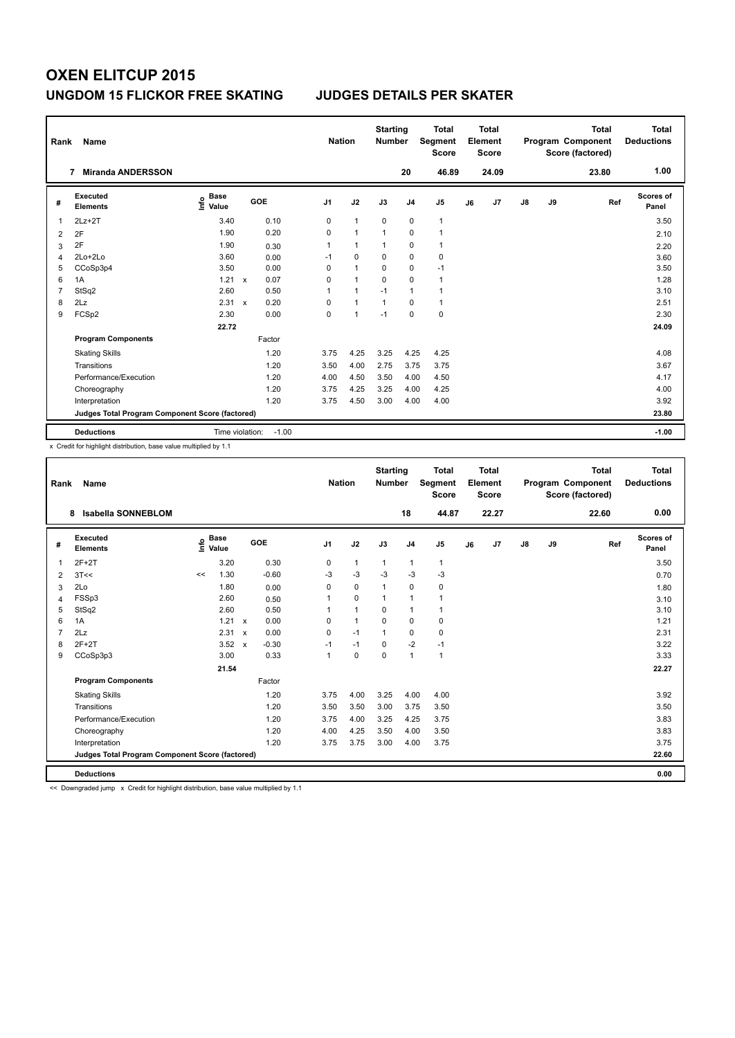# OXEN ELITCUP 2015

## UNGDOM 15 FLICKOR FREE SKATING JUDGES DETAILS PER SKATER

| Rank | Name | Nation | Starting Number | Total Segment Score | Total Element Score | Total Program Component Score (factored) | Total Deductions |
|---|---|---|---|---|---|---|---|
| 7 | Miranda ANDERSSON | | 20 | 46.89 | 24.09 | 23.80 | 1.00 |

| # | Executed Elements | Info | Base Value | | GOE | J1 | J2 | J3 | J4 | J5 | J6 | J7 | J8 | J9 | Ref | Scores of Panel |
|---|---|---|---|---|---|---|---|---|---|---|---|---|---|---|---|---|
| 1 | 2Lz+2T | | 3.40 | | 0.10 | 0 | 1 | 0 | 0 | 1 | | | | | | 3.50 |
| 2 | 2F | | 1.90 | | 0.20 | 0 | 1 | 1 | 0 | 1 | | | | | | 2.10 |
| 3 | 2F | | 1.90 | | 0.30 | 1 | 1 | 1 | 0 | 1 | | | | | | 2.20 |
| 4 | 2Lo+2Lo | | 3.60 | | 0.00 | -1 | 0 | 0 | 0 | 0 | | | | | | 3.60 |
| 5 | CCoSp3p4 | | 3.50 | | 0.00 | 0 | 1 | 0 | 0 | -1 | | | | | | 3.50 |
| 6 | 1A | | 1.21 | x | 0.07 | 0 | 1 | 0 | 0 | 1 | | | | | | 1.28 |
| 7 | StSq2 | | 2.60 | | 0.50 | 1 | 1 | -1 | 1 | 1 | | | | | | 3.10 |
| 8 | 2Lz | | 2.31 | x | 0.20 | 0 | 1 | 1 | 0 | 1 | | | | | | 2.51 |
| 9 | FCSp2 | | 2.30 | | 0.00 | 0 | 1 | -1 | 0 | 0 | | | | | | 2.30 |
| | | | 22.72 | | | | | | | | | | | | | 24.09 |
| | **Program Components** | | | | Factor | | | | | | | | | | | |
| | Skating Skills | | | | 1.20 | 3.75 | 4.25 | 3.25 | 4.25 | 4.25 | | | | | | 4.08 |
| | Transitions | | | | 1.20 | 3.50 | 4.00 | 2.75 | 3.75 | 3.75 | | | | | | 3.67 |
| | Performance/Execution | | | | 1.20 | 4.00 | 4.50 | 3.50 | 4.00 | 4.50 | | | | | | 4.17 |
| | Choreography | | | | 1.20 | 3.75 | 4.25 | 3.25 | 4.00 | 4.25 | | | | | | 4.00 |
| | Interpretation | | | | 1.20 | 3.75 | 4.50 | 3.00 | 4.00 | 4.00 | | | | | | 3.92 |
| | **Judges Total Program Component Score (factored)** | | | | | | | | | | | | | | | 23.80 |
| | **Deductions** | | Time violation: | | -1.00 | | | | | | | | | | | -1.00 |

x Credit for highlight distribution, base value multiplied by 1.1

| Rank | Name | Nation | Starting Number | Total Segment Score | Total Element Score | Total Program Component Score (factored) | Total Deductions |
|---|---|---|---|---|---|---|---|
| 8 | Isabella SONNEBLOM | | 18 | 44.87 | 22.27 | 22.60 | 0.00 |

| # | Executed Elements | Info | Base Value | | GOE | J1 | J2 | J3 | J4 | J5 | J6 | J7 | J8 | J9 | Ref | Scores of Panel |
|---|---|---|---|---|---|---|---|---|---|---|---|---|---|---|---|---|
| 1 | 2F+2T | | 3.20 | | 0.30 | 0 | 1 | 1 | 1 | 1 | | | | | | 3.50 |
| 2 | 3T<< | << | 1.30 | | -0.60 | -3 | -3 | -3 | -3 | -3 | | | | | | 0.70 |
| 3 | 2Lo | | 1.80 | | 0.00 | 0 | 0 | 1 | 0 | 0 | | | | | | 1.80 |
| 4 | FSSp3 | | 2.60 | | 0.50 | 1 | 0 | 1 | 1 | 1 | | | | | | 3.10 |
| 5 | StSq2 | | 2.60 | | 0.50 | 1 | 1 | 0 | 1 | 1 | | | | | | 3.10 |
| 6 | 1A | | 1.21 | x | 0.00 | 0 | 1 | 0 | 0 | 0 | | | | | | 1.21 |
| 7 | 2Lz | | 2.31 | x | 0.00 | 0 | -1 | 1 | 0 | 0 | | | | | | 2.31 |
| 8 | 2F+2T | | 3.52 | x | -0.30 | -1 | -1 | 0 | -2 | -1 | | | | | | 3.22 |
| 9 | CCoSp3p3 | | 3.00 | | 0.33 | 1 | 0 | 0 | 1 | 1 | | | | | | 3.33 |
| | | | 21.54 | | | | | | | | | | | | | 22.27 |
| | **Program Components** | | | | Factor | | | | | | | | | | | |
| | Skating Skills | | | | 1.20 | 3.75 | 4.00 | 3.25 | 4.00 | 4.00 | | | | | | 3.92 |
| | Transitions | | | | 1.20 | 3.50 | 3.50 | 3.00 | 3.75 | 3.50 | | | | | | 3.50 |
| | Performance/Execution | | | | 1.20 | 3.75 | 4.00 | 3.25 | 4.25 | 3.75 | | | | | | 3.83 |
| | Choreography | | | | 1.20 | 4.00 | 4.25 | 3.50 | 4.00 | 3.50 | | | | | | 3.83 |
| | Interpretation | | | | 1.20 | 3.75 | 3.75 | 3.00 | 4.00 | 3.75 | | | | | | 3.75 |
| | **Judges Total Program Component Score (factored)** | | | | | | | | | | | | | | | 22.60 |
| | **Deductions** | | | | | | | | | | | | | | | 0.00 |

<< Downgraded jump x Credit for highlight distribution, base value multiplied by 1.1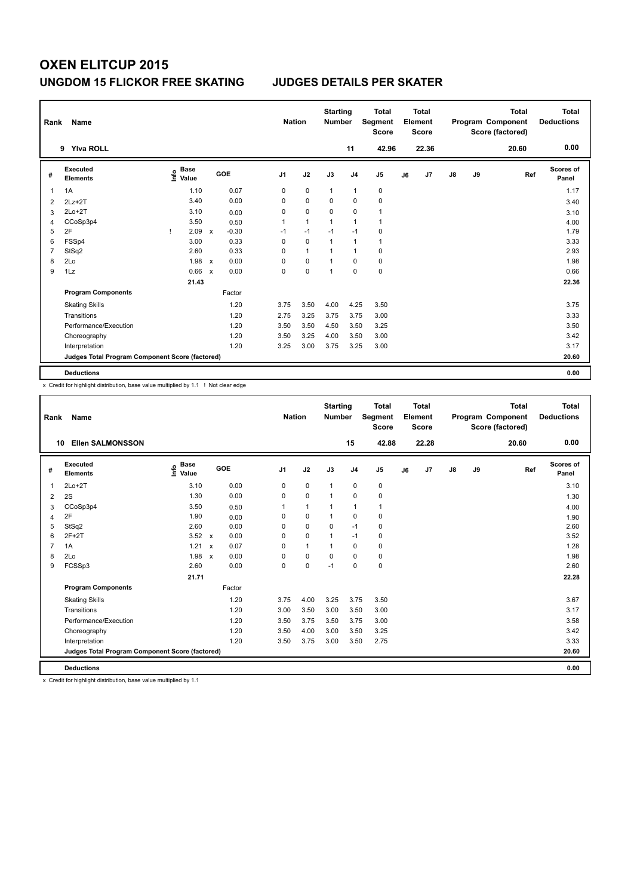# OXEN ELITCUP 2015

## UNGDOM 15 FLICKOR FREE SKATING JUDGES DETAILS PER SKATER

| Rank | Name | Nation | Starting Number | Total Segment Score | Total Element Score | Total Program Component Score (factored) | Total Deductions |
|---|---|---|---|---|---|---|---|
| 9 | Ylva ROLL | | 11 | 42.96 | 22.36 | 20.60 | 0.00 |

| # | Executed Elements | Info | Base Value | | GOE | J1 | J2 | J3 | J4 | J5 | J6 | J7 | J8 | J9 | Ref | Scores of Panel |
|---|---|---|---|---|---|---|---|---|---|---|---|---|---|---|---|---|
| 1 | 1A | | 1.10 | | 0.07 | 0 | 0 | 1 | 1 | 0 | | | | | | 1.17 |
| 2 | 2Lz+2T | | 3.40 | | 0.00 | 0 | 0 | 0 | 0 | 0 | | | | | | 3.40 |
| 3 | 2Lo+2T | | 3.10 | | 0.00 | 0 | 0 | 0 | 0 | 1 | | | | | | 3.10 |
| 4 | CCoSp3p4 | | 3.50 | | 0.50 | 1 | 1 | 1 | 1 | 1 | | | | | | 4.00 |
| 5 | 2F | ! | 2.09 | x | -0.30 | -1 | -1 | -1 | -1 | 0 | | | | | | 1.79 |
| 6 | FSSp4 | | 3.00 | | 0.33 | 0 | 0 | 1 | 1 | 1 | | | | | | 3.33 |
| 7 | StSq2 | | 2.60 | | 0.33 | 0 | 1 | 1 | 1 | 0 | | | | | | 2.93 |
| 8 | 2Lo | | 1.98 | x | 0.00 | 0 | 0 | 1 | 0 | 0 | | | | | | 1.98 |
| 9 | 1Lz | | 0.66 | x | 0.00 | 0 | 0 | 1 | 0 | 0 | | | | | | 0.66 |
| | | | 21.43 | | | | | | | | | | | | | 22.36 |
| | **Program Components** | | | | Factor | | | | | | | | | | | |
| | Skating Skills | | | | 1.20 | 3.75 | 3.50 | 4.00 | 4.25 | 3.50 | | | | | | 3.75 |
| | Transitions | | | | 1.20 | 2.75 | 3.25 | 3.75 | 3.75 | 3.00 | | | | | | 3.33 |
| | Performance/Execution | | | | 1.20 | 3.50 | 3.50 | 4.50 | 3.50 | 3.25 | | | | | | 3.50 |
| | Choreography | | | | 1.20 | 3.50 | 3.25 | 4.00 | 3.50 | 3.00 | | | | | | 3.42 |
| | Interpretation | | | | 1.20 | 3.25 | 3.00 | 3.75 | 3.25 | 3.00 | | | | | | 3.17 |
| | **Judges Total Program Component Score (factored)** | | | | | | | | | | | | | | | 20.60 |
| | **Deductions** | | | | | | | | | | | | | | | 0.00 |

x Credit for highlight distribution, base value multiplied by 1.1 ! Not clear edge

| Rank | Name | Nation | Starting Number | Total Segment Score | Total Element Score | Total Program Component Score (factored) | Total Deductions |
|---|---|---|---|---|---|---|---|
| 10 | Ellen SALMONSSON | | 15 | 42.88 | 22.28 | 20.60 | 0.00 |

| # | Executed Elements | Info | Base Value | | GOE | J1 | J2 | J3 | J4 | J5 | J6 | J7 | J8 | J9 | Ref | Scores of Panel |
|---|---|---|---|---|---|---|---|---|---|---|---|---|---|---|---|---|
| 1 | 2Lo+2T | | 3.10 | | 0.00 | 0 | 0 | 1 | 0 | 0 | | | | | | 3.10 |
| 2 | 2S | | 1.30 | | 0.00 | 0 | 0 | 1 | 0 | 0 | | | | | | 1.30 |
| 3 | CCoSp3p4 | | 3.50 | | 0.50 | 1 | 1 | 1 | 1 | 1 | | | | | | 4.00 |
| 4 | 2F | | 1.90 | | 0.00 | 0 | 0 | 1 | 0 | 0 | | | | | | 1.90 |
| 5 | StSq2 | | 2.60 | | 0.00 | 0 | 0 | 0 | -1 | 0 | | | | | | 2.60 |
| 6 | 2F+2T | | 3.52 | x | 0.00 | 0 | 0 | 1 | -1 | 0 | | | | | | 3.52 |
| 7 | 1A | | 1.21 | x | 0.07 | 0 | 1 | 1 | 0 | 0 | | | | | | 1.28 |
| 8 | 2Lo | | 1.98 | x | 0.00 | 0 | 0 | 0 | 0 | 0 | | | | | | 1.98 |
| 9 | FCSSp3 | | 2.60 | | 0.00 | 0 | 0 | -1 | 0 | 0 | | | | | | 2.60 |
| | | | 21.71 | | | | | | | | | | | | | 22.28 |
| | **Program Components** | | | | Factor | | | | | | | | | | | |
| | Skating Skills | | | | 1.20 | 3.75 | 4.00 | 3.25 | 3.75 | 3.50 | | | | | | 3.67 |
| | Transitions | | | | 1.20 | 3.00 | 3.50 | 3.00 | 3.50 | 3.00 | | | | | | 3.17 |
| | Performance/Execution | | | | 1.20 | 3.50 | 3.75 | 3.50 | 3.75 | 3.00 | | | | | | 3.58 |
| | Choreography | | | | 1.20 | 3.50 | 4.00 | 3.00 | 3.50 | 3.25 | | | | | | 3.42 |
| | Interpretation | | | | 1.20 | 3.50 | 3.75 | 3.00 | 3.50 | 2.75 | | | | | | 3.33 |
| | **Judges Total Program Component Score (factored)** | | | | | | | | | | | | | | | 20.60 |
| | **Deductions** | | | | | | | | | | | | | | | 0.00 |

x Credit for highlight distribution, base value multiplied by 1.1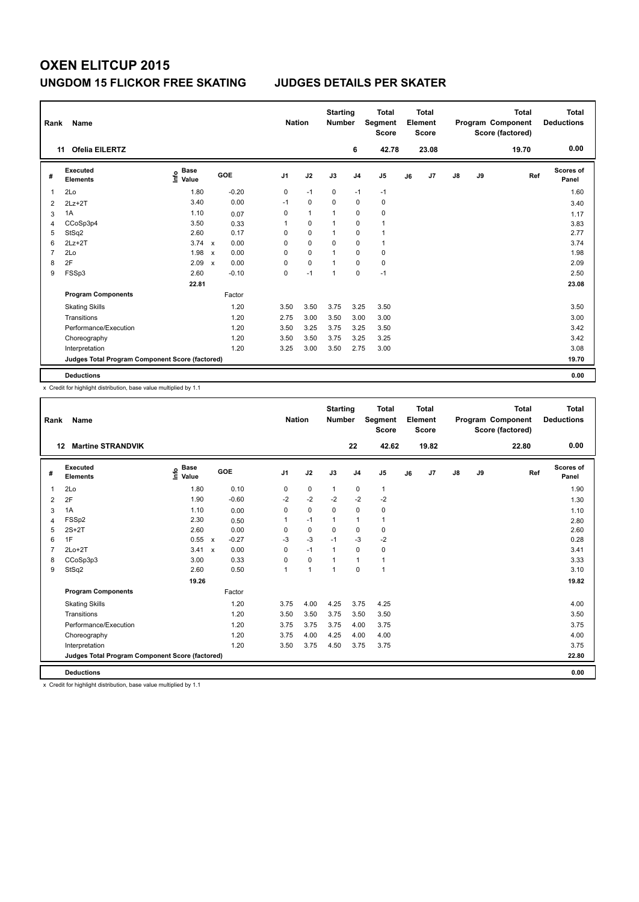# OXEN ELITCUP 2015

## UNGDOM 15 FLICKOR FREE SKATING JUDGES DETAILS PER SKATER

| Rank | Name | Nation | Starting Number | Total Segment Score | Total Element Score | Total Program Component Score (factored) | Total Deductions |
|---|---|---|---|---|---|---|---|
| 11 | Ofelia EILERTZ | | 6 | 42.78 | 23.08 | 19.70 | 0.00 |

| # | Executed Elements | Info | Base Value | | GOE | J1 | J2 | J3 | J4 | J5 | J6 | J7 | J8 | J9 | Ref | Scores of Panel |
|---|---|---|---|---|---|---|---|---|---|---|---|---|---|---|---|---|
| 1 | 2Lo | | 1.80 | | -0.20 | 0 | -1 | 0 | -1 | -1 | | | | | | 1.60 |
| 2 | 2Lz+2T | | 3.40 | | 0.00 | -1 | 0 | 0 | 0 | 0 | | | | | | 3.40 |
| 3 | 1A | | 1.10 | | 0.07 | 0 | 1 | 1 | 0 | 0 | | | | | | 1.17 |
| 4 | CCoSp3p4 | | 3.50 | | 0.33 | 1 | 0 | 1 | 0 | 1 | | | | | | 3.83 |
| 5 | StSq2 | | 2.60 | | 0.17 | 0 | 0 | 1 | 0 | 1 | | | | | | 2.77 |
| 6 | 2Lz+2T | | 3.74 | x | 0.00 | 0 | 0 | 0 | 0 | 1 | | | | | | 3.74 |
| 7 | 2Lo | | 1.98 | x | 0.00 | 0 | 0 | 1 | 0 | 0 | | | | | | 1.98 |
| 8 | 2F | | 2.09 | x | 0.00 | 0 | 0 | 1 | 0 | 0 | | | | | | 2.09 |
| 9 | FSSp3 | | 2.60 | | -0.10 | 0 | -1 | 1 | 0 | -1 | | | | | | 2.50 |
| | | | 22.81 | | | | | | | | | | | | | 23.08 |
| | **Program Components** | | | | Factor | | | | | | | | | | | |
| | Skating Skills | | | | 1.20 | 3.50 | 3.50 | 3.75 | 3.25 | 3.50 | | | | | | 3.50 |
| | Transitions | | | | 1.20 | 2.75 | 3.00 | 3.50 | 3.00 | 3.00 | | | | | | 3.00 |
| | Performance/Execution | | | | 1.20 | 3.50 | 3.25 | 3.75 | 3.25 | 3.50 | | | | | | 3.42 |
| | Choreography | | | | 1.20 | 3.50 | 3.50 | 3.75 | 3.25 | 3.25 | | | | | | 3.42 |
| | Interpretation | | | | 1.20 | 3.25 | 3.00 | 3.50 | 2.75 | 3.00 | | | | | | 3.08 |
| | Judges Total Program Component Score (factored) | | | | | | | | | | | | | | | 19.70 |
| | **Deductions** | | | | | | | | | | | | | | | 0.00 |

x Credit for highlight distribution, base value multiplied by 1.1

| Rank | Name | Nation | Starting Number | Total Segment Score | Total Element Score | Total Program Component Score (factored) | Total Deductions |
|---|---|---|---|---|---|---|---|
| 12 | Martine STRANDVIK | | 22 | 42.62 | 19.82 | 22.80 | 0.00 |

| # | Executed Elements | Info | Base Value | | GOE | J1 | J2 | J3 | J4 | J5 | J6 | J7 | J8 | J9 | Ref | Scores of Panel |
|---|---|---|---|---|---|---|---|---|---|---|---|---|---|---|---|---|
| 1 | 2Lo | | 1.80 | | 0.10 | 0 | 0 | 1 | 0 | 1 | | | | | | 1.90 |
| 2 | 2F | | 1.90 | | -0.60 | -2 | -2 | -2 | -2 | -2 | | | | | | 1.30 |
| 3 | 1A | | 1.10 | | 0.00 | 0 | 0 | 0 | 0 | 0 | | | | | | 1.10 |
| 4 | FSSp2 | | 2.30 | | 0.50 | 1 | -1 | 1 | 1 | 1 | | | | | | 2.80 |
| 5 | 2S+2T | | 2.60 | | 0.00 | 0 | 0 | 0 | 0 | 0 | | | | | | 2.60 |
| 6 | 1F | | 0.55 | x | -0.27 | -3 | -3 | -1 | -3 | -2 | | | | | | 0.28 |
| 7 | 2Lo+2T | | 3.41 | x | 0.00 | 0 | -1 | 1 | 0 | 0 | | | | | | 3.41 |
| 8 | CCoSp3p3 | | 3.00 | | 0.33 | 0 | 0 | 1 | 1 | 1 | | | | | | 3.33 |
| 9 | StSq2 | | 2.60 | | 0.50 | 1 | 1 | 1 | 0 | 1 | | | | | | 3.10 |
| | | | 19.26 | | | | | | | | | | | | | 19.82 |
| | **Program Components** | | | | Factor | | | | | | | | | | | |
| | Skating Skills | | | | 1.20 | 3.75 | 4.00 | 4.25 | 3.75 | 4.25 | | | | | | 4.00 |
| | Transitions | | | | 1.20 | 3.50 | 3.50 | 3.75 | 3.50 | 3.50 | | | | | | 3.50 |
| | Performance/Execution | | | | 1.20 | 3.75 | 3.75 | 3.75 | 4.00 | 3.75 | | | | | | 3.75 |
| | Choreography | | | | 1.20 | 3.75 | 4.00 | 4.25 | 4.00 | 4.00 | | | | | | 4.00 |
| | Interpretation | | | | 1.20 | 3.50 | 3.75 | 4.50 | 3.75 | 3.75 | | | | | | 3.75 |
| | Judges Total Program Component Score (factored) | | | | | | | | | | | | | | | 22.80 |
| | **Deductions** | | | | | | | | | | | | | | | 0.00 |

x Credit for highlight distribution, base value multiplied by 1.1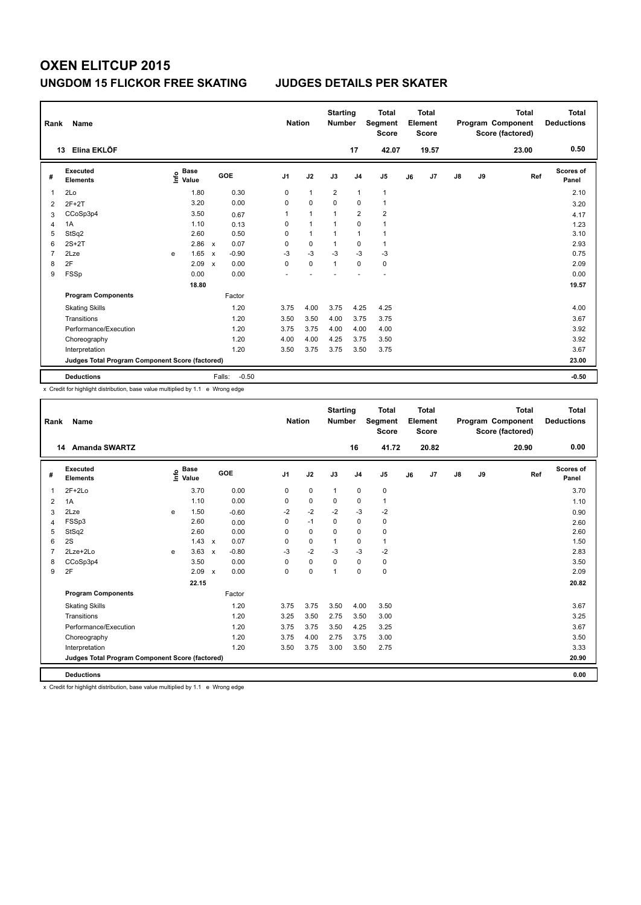# OXEN ELITCUP 2015

## UNGDOM 15 FLICKOR FREE SKATING JUDGES DETAILS PER SKATER

| Rank | Name | Nation | Starting Number | Total Segment Score | Total Element Score | Total Program Component Score (factored) | Total Deductions |
|---|---|---|---|---|---|---|---|
| 13 | Elina EKLÖF | | 17 | 42.07 | 19.57 | 23.00 | 0.50 |

| # | Executed Elements | Info | Base Value | | GOE | J1 | J2 | J3 | J4 | J5 | J6 | J7 | J8 | J9 | Ref | Scores of Panel |
|---|---|---|---|---|---|---|---|---|---|---|---|---|---|---|---|---|
| 1 | 2Lo | | 1.80 | | 0.30 | 0 | 1 | 2 | 1 | 1 | | | | | | 2.10 |
| 2 | 2F+2T | | 3.20 | | 0.00 | 0 | 0 | 0 | 0 | 1 | | | | | | 3.20 |
| 3 | CCoSp3p4 | | 3.50 | | 0.67 | 1 | 1 | 1 | 2 | 2 | | | | | | 4.17 |
| 4 | 1A | | 1.10 | | 0.13 | 0 | 1 | 1 | 0 | 1 | | | | | | 1.23 |
| 5 | StSq2 | | 2.60 | | 0.50 | 0 | 1 | 1 | 1 | 1 | | | | | | 3.10 |
| 6 | 2S+2T | | 2.86 | x | 0.07 | 0 | 0 | 1 | 0 | 1 | | | | | | 2.93 |
| 7 | 2Lze | e | 1.65 | x | -0.90 | -3 | -3 | -3 | -3 | -3 | | | | | | 0.75 |
| 8 | 2F | | 2.09 | x | 0.00 | 0 | 0 | 1 | 0 | 0 | | | | | | 2.09 |
| 9 | FSSp | | 0.00 | | 0.00 | - | - | - | - | - | | | | | | 0.00 |
| | | | 18.80 | | | | | | | | | | | | | 19.57 |
| | **Program Components** | | | | Factor | | | | | | | | | | | |
| | Skating Skills | | | | 1.20 | 3.75 | 4.00 | 3.75 | 4.25 | 4.25 | | | | | | 4.00 |
| | Transitions | | | | 1.20 | 3.50 | 3.50 | 4.00 | 3.75 | 3.75 | | | | | | 3.67 |
| | Performance/Execution | | | | 1.20 | 3.75 | 3.75 | 4.00 | 4.00 | 4.00 | | | | | | 3.92 |
| | Choreography | | | | 1.20 | 4.00 | 4.00 | 4.25 | 3.75 | 3.50 | | | | | | 3.92 |
| | Interpretation | | | | 1.20 | 3.50 | 3.75 | 3.75 | 3.50 | 3.75 | | | | | | 3.67 |
| | **Judges Total Program Component Score (factored)** | | | | | | | | | | | | | | | 23.00 |
| | **Deductions** | | | | Falls: -0.50 | | | | | | | | | | | -0.50 |

x Credit for highlight distribution, base value multiplied by 1.1 e Wrong edge

| Rank | Name | Nation | Starting Number | Total Segment Score | Total Element Score | Total Program Component Score (factored) | Total Deductions |
|---|---|---|---|---|---|---|---|
| 14 | Amanda SWARTZ | | 16 | 41.72 | 20.82 | 20.90 | 0.00 |

| # | Executed Elements | Info | Base Value | | GOE | J1 | J2 | J3 | J4 | J5 | J6 | J7 | J8 | J9 | Ref | Scores of Panel |
|---|---|---|---|---|---|---|---|---|---|---|---|---|---|---|---|---|
| 1 | 2F+2Lo | | 3.70 | | 0.00 | 0 | 0 | 1 | 0 | 0 | | | | | | 3.70 |
| 2 | 1A | | 1.10 | | 0.00 | 0 | 0 | 0 | 0 | 1 | | | | | | 1.10 |
| 3 | 2Lze | e | 1.50 | | -0.60 | -2 | -2 | -2 | -3 | -2 | | | | | | 0.90 |
| 4 | FSSp3 | | 2.60 | | 0.00 | 0 | -1 | 0 | 0 | 0 | | | | | | 2.60 |
| 5 | StSq2 | | 2.60 | | 0.00 | 0 | 0 | 0 | 0 | 0 | | | | | | 2.60 |
| 6 | 2S | | 1.43 | x | 0.07 | 0 | 0 | 1 | 0 | 1 | | | | | | 1.50 |
| 7 | 2Lze+2Lo | e | 3.63 | x | -0.80 | -3 | -2 | -3 | -3 | -2 | | | | | | 2.83 |
| 8 | CCoSp3p4 | | 3.50 | | 0.00 | 0 | 0 | 0 | 0 | 0 | | | | | | 3.50 |
| 9 | 2F | | 2.09 | x | 0.00 | 0 | 0 | 1 | 0 | 0 | | | | | | 2.09 |
| | | | 22.15 | | | | | | | | | | | | | 20.82 |
| | **Program Components** | | | | Factor | | | | | | | | | | | |
| | Skating Skills | | | | 1.20 | 3.75 | 3.75 | 3.50 | 4.00 | 3.50 | | | | | | 3.67 |
| | Transitions | | | | 1.20 | 3.25 | 3.50 | 2.75 | 3.50 | 3.00 | | | | | | 3.25 |
| | Performance/Execution | | | | 1.20 | 3.75 | 3.75 | 3.50 | 4.25 | 3.25 | | | | | | 3.67 |
| | Choreography | | | | 1.20 | 3.75 | 4.00 | 2.75 | 3.75 | 3.00 | | | | | | 3.50 |
| | Interpretation | | | | 1.20 | 3.50 | 3.75 | 3.00 | 3.50 | 2.75 | | | | | | 3.33 |
| | **Judges Total Program Component Score (factored)** | | | | | | | | | | | | | | | 20.90 |
| | **Deductions** | | | | | | | | | | | | | | | 0.00 |

x Credit for highlight distribution, base value multiplied by 1.1 e Wrong edge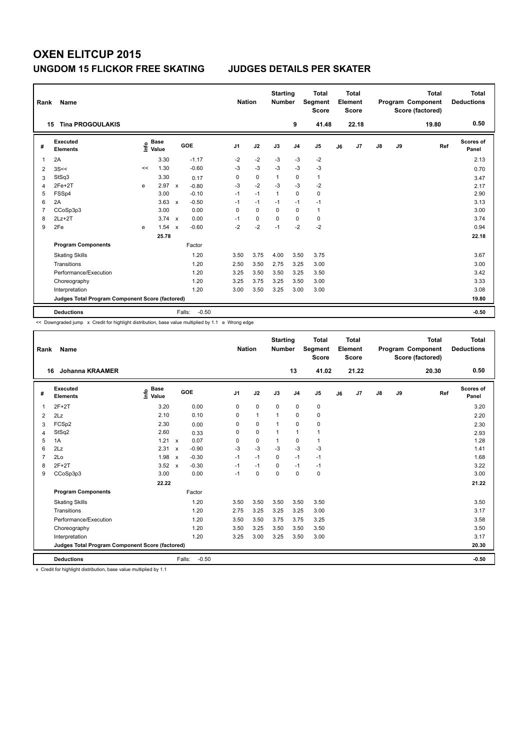# OXEN ELITCUP 2015

## UNGDOM 15 FLICKOR FREE SKATING    JUDGES DETAILS PER SKATER

| Rank | Name | Nation | Starting Number | Total Segment Score | Total Element Score | Total Program Component Score (factored) | Total Deductions |
|---|---|---|---|---|---|---|---|
| 15 | Tina PROGOULAKIS | | 9 | 41.48 | 22.18 | 19.80 | 0.50 |

| # | Executed Elements | Info | Base Value | | GOE | J1 | J2 | J3 | J4 | J5 | J6 | J7 | J8 | J9 | Ref | Scores of Panel |
|---|---|---|---|---|---|---|---|---|---|---|---|---|---|---|---|---|
| 1 | 2A | | 3.30 | | -1.17 | -2 | -2 | -3 | -3 | -2 | | | | | | 2.13 |
| 2 | 3S<< | << | 1.30 | | -0.60 | -3 | -3 | -3 | -3 | -3 | | | | | | 0.70 |
| 3 | StSq3 | | 3.30 | | 0.17 | 0 | 0 | 1 | 0 | 1 | | | | | | 3.47 |
| 4 | 2Fe+2T | e | 2.97 | x | -0.80 | -3 | -2 | -3 | -3 | -2 | | | | | | 2.17 |
| 5 | FSSp4 | | 3.00 | | -0.10 | -1 | -1 | 1 | 0 | 0 | | | | | | 2.90 |
| 6 | 2A | | 3.63 | x | -0.50 | -1 | -1 | -1 | -1 | -1 | | | | | | 3.13 |
| 7 | CCoSp3p3 | | 3.00 | | 0.00 | 0 | 0 | 0 | 0 | 1 | | | | | | 3.00 |
| 8 | 2Lz+2T | | 3.74 | x | 0.00 | -1 | 0 | 0 | 0 | 0 | | | | | | 3.74 |
| 9 | 2Fe | e | 1.54 | x | -0.60 | -2 | -2 | -1 | -2 | -2 | | | | | | 0.94 |
| | | | 25.78 | | | | | | | | | | | | | 22.18 |
| | **Program Components** | | | | Factor | | | | | | | | | | | |
| | Skating Skills | | | | 1.20 | 3.50 | 3.75 | 4.00 | 3.50 | 3.75 | | | | | | 3.67 |
| | Transitions | | | | 1.20 | 2.50 | 3.50 | 2.75 | 3.25 | 3.00 | | | | | | 3.00 |
| | Performance/Execution | | | | 1.20 | 3.25 | 3.50 | 3.50 | 3.25 | 3.50 | | | | | | 3.42 |
| | Choreography | | | | 1.20 | 3.25 | 3.75 | 3.25 | 3.50 | 3.00 | | | | | | 3.33 |
| | Interpretation | | | | 1.20 | 3.00 | 3.50 | 3.25 | 3.00 | 3.00 | | | | | | 3.08 |
| | **Judges Total Program Component Score (factored)** | | | | | | | | | | | | | | | 19.80 |
| | **Deductions** | | | | Falls: -0.50 | | | | | | | | | | | -0.50 |

<< Downgraded jump x Credit for highlight distribution, base value multiplied by 1.1 e Wrong edge

| Rank | Name | Nation | Starting Number | Total Segment Score | Total Element Score | Total Program Component Score (factored) | Total Deductions |
|---|---|---|---|---|---|---|---|
| 16 | Johanna KRAAMER | | 13 | 41.02 | 21.22 | 20.30 | 0.50 |

| # | Executed Elements | Info | Base Value | | GOE | J1 | J2 | J3 | J4 | J5 | J6 | J7 | J8 | J9 | Ref | Scores of Panel |
|---|---|---|---|---|---|---|---|---|---|---|---|---|---|---|---|---|
| 1 | 2F+2T | | 3.20 | | 0.00 | 0 | 0 | 0 | 0 | 0 | | | | | | 3.20 |
| 2 | 2Lz | | 2.10 | | 0.10 | 0 | 1 | 1 | 0 | 0 | | | | | | 2.20 |
| 3 | FCSp2 | | 2.30 | | 0.00 | 0 | 0 | 1 | 0 | 0 | | | | | | 2.30 |
| 4 | StSq2 | | 2.60 | | 0.33 | 0 | 0 | 1 | 1 | 1 | | | | | | 2.93 |
| 5 | 1A | | 1.21 | x | 0.07 | 0 | 0 | 1 | 0 | 1 | | | | | | 1.28 |
| 6 | 2Lz | | 2.31 | x | -0.90 | -3 | -3 | -3 | -3 | -3 | | | | | | 1.41 |
| 7 | 2Lo | | 1.98 | x | -0.30 | -1 | -1 | 0 | -1 | -1 | | | | | | 1.68 |
| 8 | 2F+2T | | 3.52 | x | -0.30 | -1 | -1 | 0 | -1 | -1 | | | | | | 3.22 |
| 9 | CCoSp3p3 | | 3.00 | | 0.00 | -1 | 0 | 0 | 0 | 0 | | | | | | 3.00 |
| | | | 22.22 | | | | | | | | | | | | | 21.22 |
| | **Program Components** | | | | Factor | | | | | | | | | | | |
| | Skating Skills | | | | 1.20 | 3.50 | 3.50 | 3.50 | 3.50 | 3.50 | | | | | | 3.50 |
| | Transitions | | | | 1.20 | 2.75 | 3.25 | 3.25 | 3.25 | 3.00 | | | | | | 3.17 |
| | Performance/Execution | | | | 1.20 | 3.50 | 3.50 | 3.75 | 3.75 | 3.25 | | | | | | 3.58 |
| | Choreography | | | | 1.20 | 3.50 | 3.25 | 3.50 | 3.50 | 3.50 | | | | | | 3.50 |
| | Interpretation | | | | 1.20 | 3.25 | 3.00 | 3.25 | 3.50 | 3.00 | | | | | | 3.17 |
| | **Judges Total Program Component Score (factored)** | | | | | | | | | | | | | | | 20.30 |
| | **Deductions** | | | | Falls: -0.50 | | | | | | | | | | | -0.50 |

x Credit for highlight distribution, base value multiplied by 1.1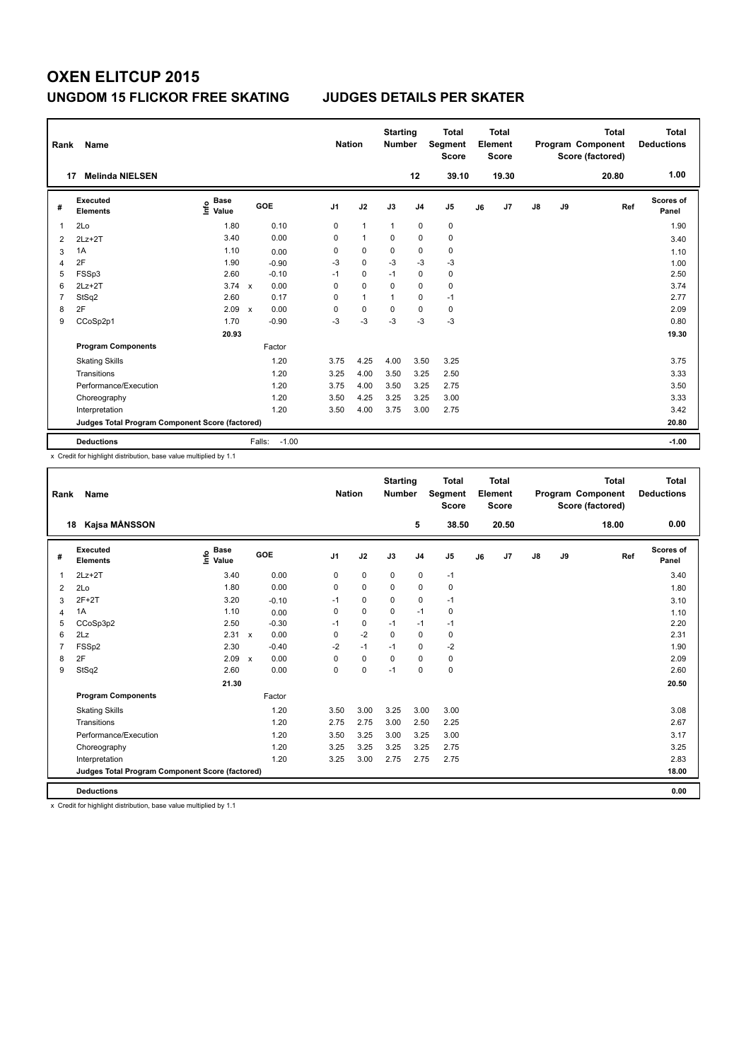# OXEN ELITCUP 2015

## UNGDOM 15 FLICKOR FREE SKATING JUDGES DETAILS PER SKATER

| Rank | Name | Nation | Starting Number | Total Segment Score | Total Element Score | Total Program Component Score (factored) | Total Deductions |
|---|---|---|---|---|---|---|---|
| 17 | Melinda NIELSEN | | 12 | 39.10 | 19.30 | 20.80 | 1.00 |

| # | Executed Elements | Info | Base Value | | GOE | J1 | J2 | J3 | J4 | J5 | J6 | J7 | J8 | J9 | Ref | Scores of Panel |
|---|---|---|---|---|---|---|---|---|---|---|---|---|---|---|---|---|
| 1 | 2Lo | | 1.80 | | 0.10 | 0 | 1 | 1 | 0 | 0 | | | | | | 1.90 |
| 2 | 2Lz+2T | | 3.40 | | 0.00 | 0 | 1 | 0 | 0 | 0 | | | | | | 3.40 |
| 3 | 1A | | 1.10 | | 0.00 | 0 | 0 | 0 | 0 | 0 | | | | | | 1.10 |
| 4 | 2F | | 1.90 | | -0.90 | -3 | 0 | -3 | -3 | -3 | | | | | | 1.00 |
| 5 | FSSp3 | | 2.60 | | -0.10 | -1 | 0 | -1 | 0 | 0 | | | | | | 2.50 |
| 6 | 2Lz+2T | | 3.74 | x | 0.00 | 0 | 0 | 0 | 0 | 0 | | | | | | 3.74 |
| 7 | StSq2 | | 2.60 | | 0.17 | 0 | 1 | 1 | 0 | -1 | | | | | | 2.77 |
| 8 | 2F | | 2.09 | x | 0.00 | 0 | 0 | 0 | 0 | 0 | | | | | | 2.09 |
| 9 | CCoSp2p1 | | 1.70 | | -0.90 | -3 | -3 | -3 | -3 | -3 | | | | | | 0.80 |
| | | | 20.93 | | | | | | | | | | | | | 19.30 |
| | **Program Components** | | | | Factor | | | | | | | | | | | |
| | Skating Skills | | | | 1.20 | 3.75 | 4.25 | 4.00 | 3.50 | 3.25 | | | | | | 3.75 |
| | Transitions | | | | 1.20 | 3.25 | 4.00 | 3.50 | 3.25 | 2.50 | | | | | | 3.33 |
| | Performance/Execution | | | | 1.20 | 3.75 | 4.00 | 3.50 | 3.25 | 2.75 | | | | | | 3.50 |
| | Choreography | | | | 1.20 | 3.50 | 4.25 | 3.25 | 3.25 | 3.00 | | | | | | 3.33 |
| | Interpretation | | | | 1.20 | 3.50 | 4.00 | 3.75 | 3.00 | 2.75 | | | | | | 3.42 |
| | Judges Total Program Component Score (factored) | | | | | | | | | | | | | | | 20.80 |
| | **Deductions** | | | | Falls: -1.00 | | | | | | | | | | | -1.00 |

x Credit for highlight distribution, base value multiplied by 1.1

| Rank | Name | Nation | Starting Number | Total Segment Score | Total Element Score | Total Program Component Score (factored) | Total Deductions |
|---|---|---|---|---|---|---|---|
| 18 | Kajsa MÅNSSON | | 5 | 38.50 | 20.50 | 18.00 | 0.00 |

| # | Executed Elements | Info | Base Value | | GOE | J1 | J2 | J3 | J4 | J5 | J6 | J7 | J8 | J9 | Ref | Scores of Panel |
|---|---|---|---|---|---|---|---|---|---|---|---|---|---|---|---|---|
| 1 | 2Lz+2T | | 3.40 | | 0.00 | 0 | 0 | 0 | 0 | -1 | | | | | | 3.40 |
| 2 | 2Lo | | 1.80 | | 0.00 | 0 | 0 | 0 | 0 | 0 | | | | | | 1.80 |
| 3 | 2F+2T | | 3.20 | | -0.10 | -1 | 0 | 0 | 0 | -1 | | | | | | 3.10 |
| 4 | 1A | | 1.10 | | 0.00 | 0 | 0 | 0 | -1 | 0 | | | | | | 1.10 |
| 5 | CCoSp3p2 | | 2.50 | | -0.30 | -1 | 0 | -1 | -1 | -1 | | | | | | 2.20 |
| 6 | 2Lz | | 2.31 | x | 0.00 | 0 | -2 | 0 | 0 | 0 | | | | | | 2.31 |
| 7 | FSSp2 | | 2.30 | | -0.40 | -2 | -1 | -1 | 0 | -2 | | | | | | 1.90 |
| 8 | 2F | | 2.09 | x | 0.00 | 0 | 0 | 0 | 0 | 0 | | | | | | 2.09 |
| 9 | StSq2 | | 2.60 | | 0.00 | 0 | 0 | -1 | 0 | 0 | | | | | | 2.60 |
| | | | 21.30 | | | | | | | | | | | | | 20.50 |
| | **Program Components** | | | | Factor | | | | | | | | | | | |
| | Skating Skills | | | | 1.20 | 3.50 | 3.00 | 3.25 | 3.00 | 3.00 | | | | | | 3.08 |
| | Transitions | | | | 1.20 | 2.75 | 2.75 | 3.00 | 2.50 | 2.25 | | | | | | 2.67 |
| | Performance/Execution | | | | 1.20 | 3.50 | 3.25 | 3.00 | 3.25 | 3.00 | | | | | | 3.17 |
| | Choreography | | | | 1.20 | 3.25 | 3.25 | 3.25 | 3.25 | 2.75 | | | | | | 3.25 |
| | Interpretation | | | | 1.20 | 3.25 | 3.00 | 2.75 | 2.75 | 2.75 | | | | | | 2.83 |
| | Judges Total Program Component Score (factored) | | | | | | | | | | | | | | | 18.00 |
| | **Deductions** | | | | | | | | | | | | | | | 0.00 |

x Credit for highlight distribution, base value multiplied by 1.1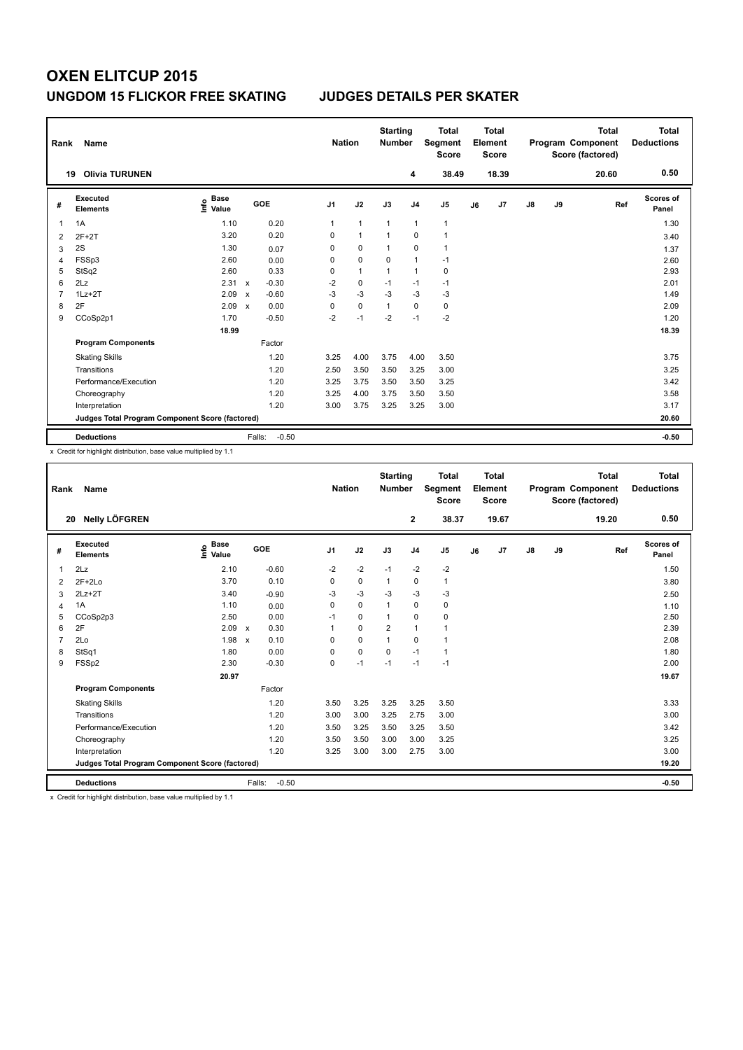# OXEN ELITCUP 2015

## UNGDOM 15 FLICKOR FREE SKATING JUDGES DETAILS PER SKATER

| Rank | Name | Nation | Starting Number | Total Segment Score | Total Element Score | Total Program Component Score (factored) | Total Deductions |
|---|---|---|---|---|---|---|---|
| 19 | Olivia TURUNEN | | 4 | 38.49 | 18.39 | 20.60 | 0.50 |

| # | Executed Elements | Info | Base Value | | GOE | J1 | J2 | J3 | J4 | J5 | J6 | J7 | J8 | J9 | Ref | Scores of Panel |
|---|---|---|---|---|---|---|---|---|---|---|---|---|---|---|---|---|
| 1 | 1A | | 1.10 | | 0.20 | 1 | 1 | 1 | 1 | 1 | | | | | | 1.30 |
| 2 | 2F+2T | | 3.20 | | 0.20 | 0 | 1 | 1 | 0 | 1 | | | | | | 3.40 |
| 3 | 2S | | 1.30 | | 0.07 | 0 | 0 | 1 | 0 | 1 | | | | | | 1.37 |
| 4 | FSSp3 | | 2.60 | | 0.00 | 0 | 0 | 0 | 1 | -1 | | | | | | 2.60 |
| 5 | StSq2 | | 2.60 | | 0.33 | 0 | 1 | 1 | 1 | 0 | | | | | | 2.93 |
| 6 | 2Lz | | 2.31 | x | -0.30 | -2 | 0 | -1 | -1 | -1 | | | | | | 2.01 |
| 7 | 1Lz+2T | | 2.09 | x | -0.60 | -3 | -3 | -3 | -3 | -3 | | | | | | 1.49 |
| 8 | 2F | | 2.09 | x | 0.00 | 0 | 0 | 1 | 0 | 0 | | | | | | 2.09 |
| 9 | CCoSp2p1 | | 1.70 | | -0.50 | -2 | -1 | -2 | -1 | -2 | | | | | | 1.20 |
| | | | 18.99 | | | | | | | | | | | | | 18.39 |
| | **Program Components** | | | | Factor | | | | | | | | | | | |
| | Skating Skills | | | | 1.20 | 3.25 | 4.00 | 3.75 | 4.00 | 3.50 | | | | | | 3.75 |
| | Transitions | | | | 1.20 | 2.50 | 3.50 | 3.50 | 3.25 | 3.00 | | | | | | 3.25 |
| | Performance/Execution | | | | 1.20 | 3.25 | 3.75 | 3.50 | 3.50 | 3.25 | | | | | | 3.42 |
| | Choreography | | | | 1.20 | 3.25 | 4.00 | 3.75 | 3.50 | 3.50 | | | | | | 3.58 |
| | Interpretation | | | | 1.20 | 3.00 | 3.75 | 3.25 | 3.25 | 3.00 | | | | | | 3.17 |
| | **Judges Total Program Component Score (factored)** | | | | | | | | | | | | | | | 20.60 |
| | **Deductions** | | | | Falls: -0.50 | | | | | | | | | | | -0.50 |

x Credit for highlight distribution, base value multiplied by 1.1

| Rank | Name | Nation | Starting Number | Total Segment Score | Total Element Score | Total Program Component Score (factored) | Total Deductions |
|---|---|---|---|---|---|---|---|
| 20 | Nelly LÖFGREN | | 2 | 38.37 | 19.67 | 19.20 | 0.50 |

| # | Executed Elements | Info | Base Value | | GOE | J1 | J2 | J3 | J4 | J5 | J6 | J7 | J8 | J9 | Ref | Scores of Panel |
|---|---|---|---|---|---|---|---|---|---|---|---|---|---|---|---|---|
| 1 | 2Lz | | 2.10 | | -0.60 | -2 | -2 | -1 | -2 | -2 | | | | | | 1.50 |
| 2 | 2F+2Lo | | 3.70 | | 0.10 | 0 | 0 | 1 | 0 | 1 | | | | | | 3.80 |
| 3 | 2Lz+2T | | 3.40 | | -0.90 | -3 | -3 | -3 | -3 | -3 | | | | | | 2.50 |
| 4 | 1A | | 1.10 | | 0.00 | 0 | 0 | 1 | 0 | 0 | | | | | | 1.10 |
| 5 | CCoSp2p3 | | 2.50 | | 0.00 | -1 | 0 | 1 | 0 | 0 | | | | | | 2.50 |
| 6 | 2F | | 2.09 | x | 0.30 | 1 | 0 | 2 | 1 | 1 | | | | | | 2.39 |
| 7 | 2Lo | | 1.98 | x | 0.10 | 0 | 0 | 1 | 0 | 1 | | | | | | 2.08 |
| 8 | StSq1 | | 1.80 | | 0.00 | 0 | 0 | 0 | -1 | 1 | | | | | | 1.80 |
| 9 | FSSp2 | | 2.30 | | -0.30 | 0 | -1 | -1 | -1 | -1 | | | | | | 2.00 |
| | | | 20.97 | | | | | | | | | | | | | 19.67 |
| | **Program Components** | | | | Factor | | | | | | | | | | | |
| | Skating Skills | | | | 1.20 | 3.50 | 3.25 | 3.25 | 3.25 | 3.50 | | | | | | 3.33 |
| | Transitions | | | | 1.20 | 3.00 | 3.00 | 3.25 | 2.75 | 3.00 | | | | | | 3.00 |
| | Performance/Execution | | | | 1.20 | 3.50 | 3.25 | 3.50 | 3.25 | 3.50 | | | | | | 3.42 |
| | Choreography | | | | 1.20 | 3.50 | 3.50 | 3.00 | 3.00 | 3.25 | | | | | | 3.25 |
| | Interpretation | | | | 1.20 | 3.25 | 3.00 | 3.00 | 2.75 | 3.00 | | | | | | 3.00 |
| | **Judges Total Program Component Score (factored)** | | | | | | | | | | | | | | | 19.20 |
| | **Deductions** | | | | Falls: -0.50 | | | | | | | | | | | -0.50 |

x Credit for highlight distribution, base value multiplied by 1.1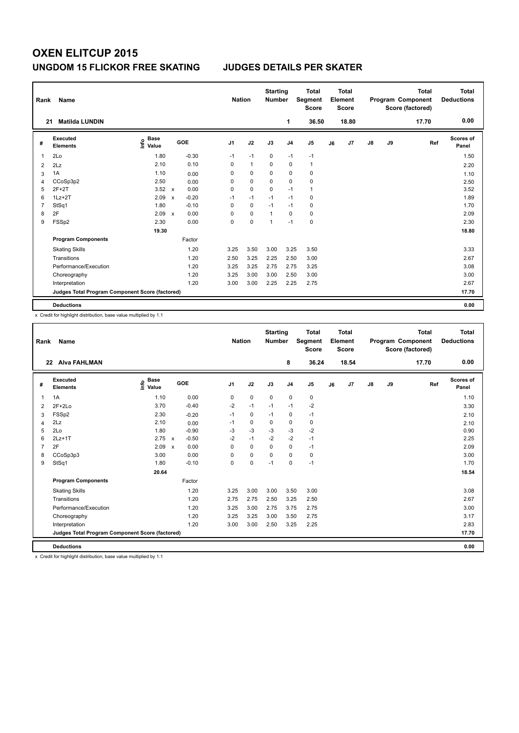# OXEN ELITCUP 2015

## UNGDOM 15 FLICKOR FREE SKATING    JUDGES DETAILS PER SKATER

| Rank | Name | | | Nation | | Starting Number | | Total Segment Score | Total Element Score | | | Total Program Component Score (factored) | | Total Deductions |
|---|---|---|---|---|---|---|---|---|---|---|---|---|---|---|
| 21 | Matilda LUNDIN | | | | | | 1 | 36.50 | 18.80 | | | 17.70 | | 0.00 |

| # | Executed Elements | Info | Base Value | | GOE | J1 | J2 | J3 | J4 | J5 | J6 | J7 | J8 | J9 | Ref | Scores of Panel |
|---|---|---|---|---|---|---|---|---|---|---|---|---|---|---|---|---|
| 1 | 2Lo | | 1.80 | | -0.30 | -1 | -1 | 0 | -1 | -1 | | | | | | 1.50 |
| 2 | 2Lz | | 2.10 | | 0.10 | 0 | 1 | 0 | 0 | 1 | | | | | | 2.20 |
| 3 | 1A | | 1.10 | | 0.00 | 0 | 0 | 0 | 0 | 0 | | | | | | 1.10 |
| 4 | CCoSp3p2 | | 2.50 | | 0.00 | 0 | 0 | 0 | 0 | 0 | | | | | | 2.50 |
| 5 | 2F+2T | | 3.52 | x | 0.00 | 0 | 0 | 0 | -1 | 1 | | | | | | 3.52 |
| 6 | 1Lz+2T | | 2.09 | x | -0.20 | -1 | -1 | -1 | -1 | 0 | | | | | | 1.89 |
| 7 | StSq1 | | 1.80 | | -0.10 | 0 | 0 | -1 | -1 | 0 | | | | | | 1.70 |
| 8 | 2F | | 2.09 | x | 0.00 | 0 | 0 | 1 | 0 | 0 | | | | | | 2.09 |
| 9 | FSSp2 | | 2.30 | | 0.00 | 0 | 0 | 1 | -1 | 0 | | | | | | 2.30 |
| | | | 19.30 | | | | | | | | | | | | | 18.80 |
| | **Program Components** | | | | Factor | | | | | | | | | | | |
| | Skating Skills | | | | 1.20 | 3.25 | 3.50 | 3.00 | 3.25 | 3.50 | | | | | | 3.33 |
| | Transitions | | | | 1.20 | 2.50 | 3.25 | 2.25 | 2.50 | 3.00 | | | | | | 2.67 |
| | Performance/Execution | | | | 1.20 | 3.25 | 3.25 | 2.75 | 2.75 | 3.25 | | | | | | 3.08 |
| | Choreography | | | | 1.20 | 3.25 | 3.00 | 3.00 | 2.50 | 3.00 | | | | | | 3.00 |
| | Interpretation | | | | 1.20 | 3.00 | 3.00 | 2.25 | 2.25 | 2.75 | | | | | | 2.67 |
| | **Judges Total Program Component Score (factored)** | | | | | | | | | | | | | | | 17.70 |
| | **Deductions** | | | | | | | | | | | | | | | 0.00 |

x Credit for highlight distribution, base value multiplied by 1.1

| Rank | Name | | | Nation | | Starting Number | | Total Segment Score | Total Element Score | | | Total Program Component Score (factored) | | Total Deductions |
|---|---|---|---|---|---|---|---|---|---|---|---|---|---|---|
| 22 | Alva FAHLMAN | | | | | | 8 | 36.24 | 18.54 | | | 17.70 | | 0.00 |

| # | Executed Elements | Info | Base Value | | GOE | J1 | J2 | J3 | J4 | J5 | J6 | J7 | J8 | J9 | Ref | Scores of Panel |
|---|---|---|---|---|---|---|---|---|---|---|---|---|---|---|---|---|
| 1 | 1A | | 1.10 | | 0.00 | 0 | 0 | 0 | 0 | 0 | | | | | | 1.10 |
| 2 | 2F+2Lo | | 3.70 | | -0.40 | -2 | -1 | -1 | -1 | -2 | | | | | | 3.30 |
| 3 | FSSp2 | | 2.30 | | -0.20 | -1 | 0 | -1 | 0 | -1 | | | | | | 2.10 |
| 4 | 2Lz | | 2.10 | | 0.00 | -1 | 0 | 0 | 0 | 0 | | | | | | 2.10 |
| 5 | 2Lo | | 1.80 | | -0.90 | -3 | -3 | -3 | -3 | -2 | | | | | | 0.90 |
| 6 | 2Lz+1T | | 2.75 | x | -0.50 | -2 | -1 | -2 | -2 | -1 | | | | | | 2.25 |
| 7 | 2F | | 2.09 | x | 0.00 | 0 | 0 | 0 | 0 | -1 | | | | | | 2.09 |
| 8 | CCoSp3p3 | | 3.00 | | 0.00 | 0 | 0 | 0 | 0 | 0 | | | | | | 3.00 |
| 9 | StSq1 | | 1.80 | | -0.10 | 0 | 0 | -1 | 0 | -1 | | | | | | 1.70 |
| | | | 20.64 | | | | | | | | | | | | | 18.54 |
| | **Program Components** | | | | Factor | | | | | | | | | | | |
| | Skating Skills | | | | 1.20 | 3.25 | 3.00 | 3.00 | 3.50 | 3.00 | | | | | | 3.08 |
| | Transitions | | | | 1.20 | 2.75 | 2.75 | 2.50 | 3.25 | 2.50 | | | | | | 2.67 |
| | Performance/Execution | | | | 1.20 | 3.25 | 3.00 | 2.75 | 3.75 | 2.75 | | | | | | 3.00 |
| | Choreography | | | | 1.20 | 3.25 | 3.25 | 3.00 | 3.50 | 2.75 | | | | | | 3.17 |
| | Interpretation | | | | 1.20 | 3.00 | 3.00 | 2.50 | 3.25 | 2.25 | | | | | | 2.83 |
| | **Judges Total Program Component Score (factored)** | | | | | | | | | | | | | | | 17.70 |
| | **Deductions** | | | | | | | | | | | | | | | 0.00 |

x Credit for highlight distribution, base value multiplied by 1.1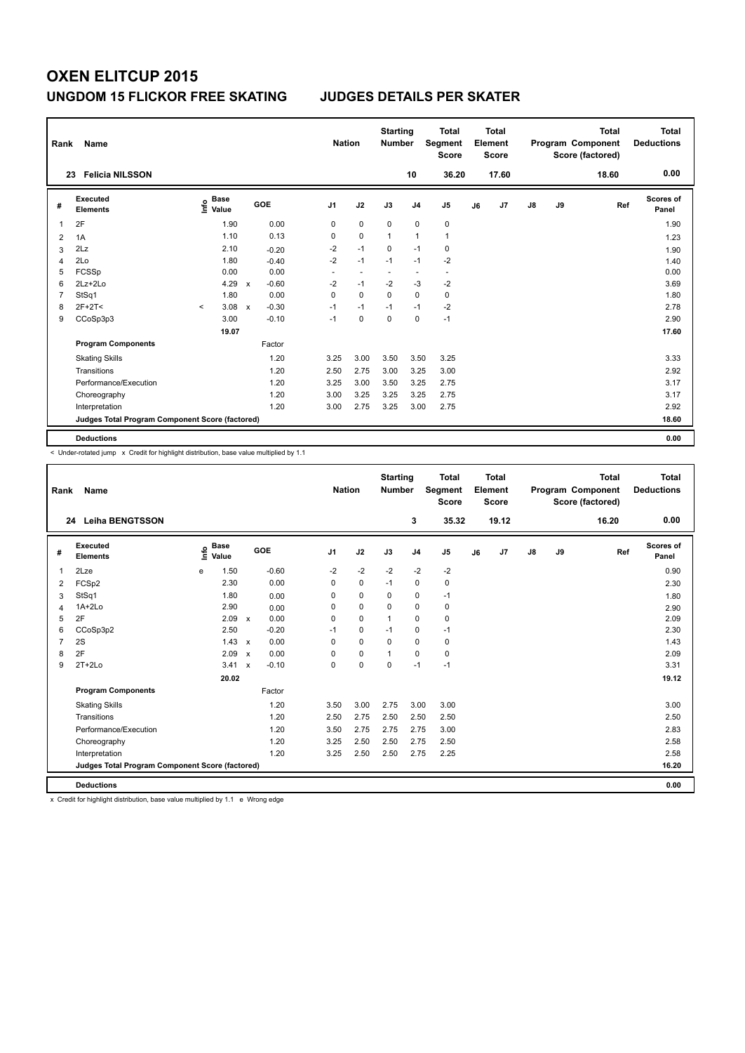# OXEN ELITCUP 2015

## UNGDOM 15 FLICKOR FREE SKATING JUDGES DETAILS PER SKATER

| Rank | Name | Nation | Starting Number | Total Segment Score | Total Element Score | Total Program Component Score (factored) | Total Deductions |
|---|---|---|---|---|---|---|---|
| 23 | Felicia NILSSON | | 10 | 36.20 | 17.60 | 18.60 | 0.00 |

| # | Executed Elements | Info | Base Value | | GOE | J1 | J2 | J3 | J4 | J5 | J6 | J7 | J8 | J9 | Ref | Scores of Panel |
|---|---|---|---|---|---|---|---|---|---|---|---|---|---|---|---|---|
| 1 | 2F | | 1.90 | | 0.00 | 0 | 0 | 0 | 0 | 0 | | | | | | 1.90 |
| 2 | 1A | | 1.10 | | 0.13 | 0 | 0 | 1 | 1 | 1 | | | | | | 1.23 |
| 3 | 2Lz | | 2.10 | | -0.20 | -2 | -1 | 0 | -1 | 0 | | | | | | 1.90 |
| 4 | 2Lo | | 1.80 | | -0.40 | -2 | -1 | -1 | -1 | -2 | | | | | | 1.40 |
| 5 | FCSSp | | 0.00 | | 0.00 | - | - | - | - | - | | | | | | 0.00 |
| 6 | 2Lz+2Lo | | 4.29 | x | -0.60 | -2 | -1 | -2 | -3 | -2 | | | | | | 3.69 |
| 7 | StSq1 | | 1.80 | | 0.00 | 0 | 0 | 0 | 0 | 0 | | | | | | 1.80 |
| 8 | 2F+2T< | < | 3.08 | x | -0.30 | -1 | -1 | -1 | -1 | -2 | | | | | | 2.78 |
| 9 | CCoSp3p3 | | 3.00 | | -0.10 | -1 | 0 | 0 | 0 | -1 | | | | | | 2.90 |
| | | | 19.07 | | | | | | | | | | | | | 17.60 |
| | **Program Components** | | | | Factor | | | | | | | | | | | |
| | Skating Skills | | | | 1.20 | 3.25 | 3.00 | 3.50 | 3.50 | 3.25 | | | | | | 3.33 |
| | Transitions | | | | 1.20 | 2.50 | 2.75 | 3.00 | 3.25 | 3.00 | | | | | | 2.92 |
| | Performance/Execution | | | | 1.20 | 3.25 | 3.00 | 3.50 | 3.25 | 2.75 | | | | | | 3.17 |
| | Choreography | | | | 1.20 | 3.00 | 3.25 | 3.25 | 3.25 | 2.75 | | | | | | 3.17 |
| | Interpretation | | | | 1.20 | 3.00 | 2.75 | 3.25 | 3.00 | 2.75 | | | | | | 2.92 |
| | **Judges Total Program Component Score (factored)** | | | | | | | | | | | | | | | 18.60 |
| | **Deductions** | | | | | | | | | | | | | | | 0.00 |

< Under-rotated jump x Credit for highlight distribution, base value multiplied by 1.1

| Rank | Name | Nation | Starting Number | Total Segment Score | Total Element Score | Total Program Component Score (factored) | Total Deductions |
|---|---|---|---|---|---|---|---|
| 24 | Leiha BENGTSSON | | 3 | 35.32 | 19.12 | 16.20 | 0.00 |

| # | Executed Elements | Info | Base Value | | GOE | J1 | J2 | J3 | J4 | J5 | J6 | J7 | J8 | J9 | Ref | Scores of Panel |
|---|---|---|---|---|---|---|---|---|---|---|---|---|---|---|---|---|
| 1 | 2Lze | e | 1.50 | | -0.60 | -2 | -2 | -2 | -2 | -2 | | | | | | 0.90 |
| 2 | FCSp2 | | 2.30 | | 0.00 | 0 | 0 | -1 | 0 | 0 | | | | | | 2.30 |
| 3 | StSq1 | | 1.80 | | 0.00 | 0 | 0 | 0 | 0 | -1 | | | | | | 1.80 |
| 4 | 1A+2Lo | | 2.90 | | 0.00 | 0 | 0 | 0 | 0 | 0 | | | | | | 2.90 |
| 5 | 2F | | 2.09 | x | 0.00 | 0 | 0 | 1 | 0 | 0 | | | | | | 2.09 |
| 6 | CCoSp3p2 | | 2.50 | | -0.20 | -1 | 0 | -1 | 0 | -1 | | | | | | 2.30 |
| 7 | 2S | | 1.43 | x | 0.00 | 0 | 0 | 0 | 0 | 0 | | | | | | 1.43 |
| 8 | 2F | | 2.09 | x | 0.00 | 0 | 0 | 1 | 0 | 0 | | | | | | 2.09 |
| 9 | 2T+2Lo | | 3.41 | x | -0.10 | 0 | 0 | 0 | -1 | -1 | | | | | | 3.31 |
| | | | 20.02 | | | | | | | | | | | | | 19.12 |
| | **Program Components** | | | | Factor | | | | | | | | | | | |
| | Skating Skills | | | | 1.20 | 3.50 | 3.00 | 2.75 | 3.00 | 3.00 | | | | | | 3.00 |
| | Transitions | | | | 1.20 | 2.50 | 2.75 | 2.50 | 2.50 | 2.50 | | | | | | 2.50 |
| | Performance/Execution | | | | 1.20 | 3.50 | 2.75 | 2.75 | 2.75 | 3.00 | | | | | | 2.83 |
| | Choreography | | | | 1.20 | 3.25 | 2.50 | 2.50 | 2.75 | 2.50 | | | | | | 2.58 |
| | Interpretation | | | | 1.20 | 3.25 | 2.50 | 2.50 | 2.75 | 2.25 | | | | | | 2.58 |
| | **Judges Total Program Component Score (factored)** | | | | | | | | | | | | | | | 16.20 |
| | **Deductions** | | | | | | | | | | | | | | | 0.00 |

x Credit for highlight distribution, base value multiplied by 1.1 e Wrong edge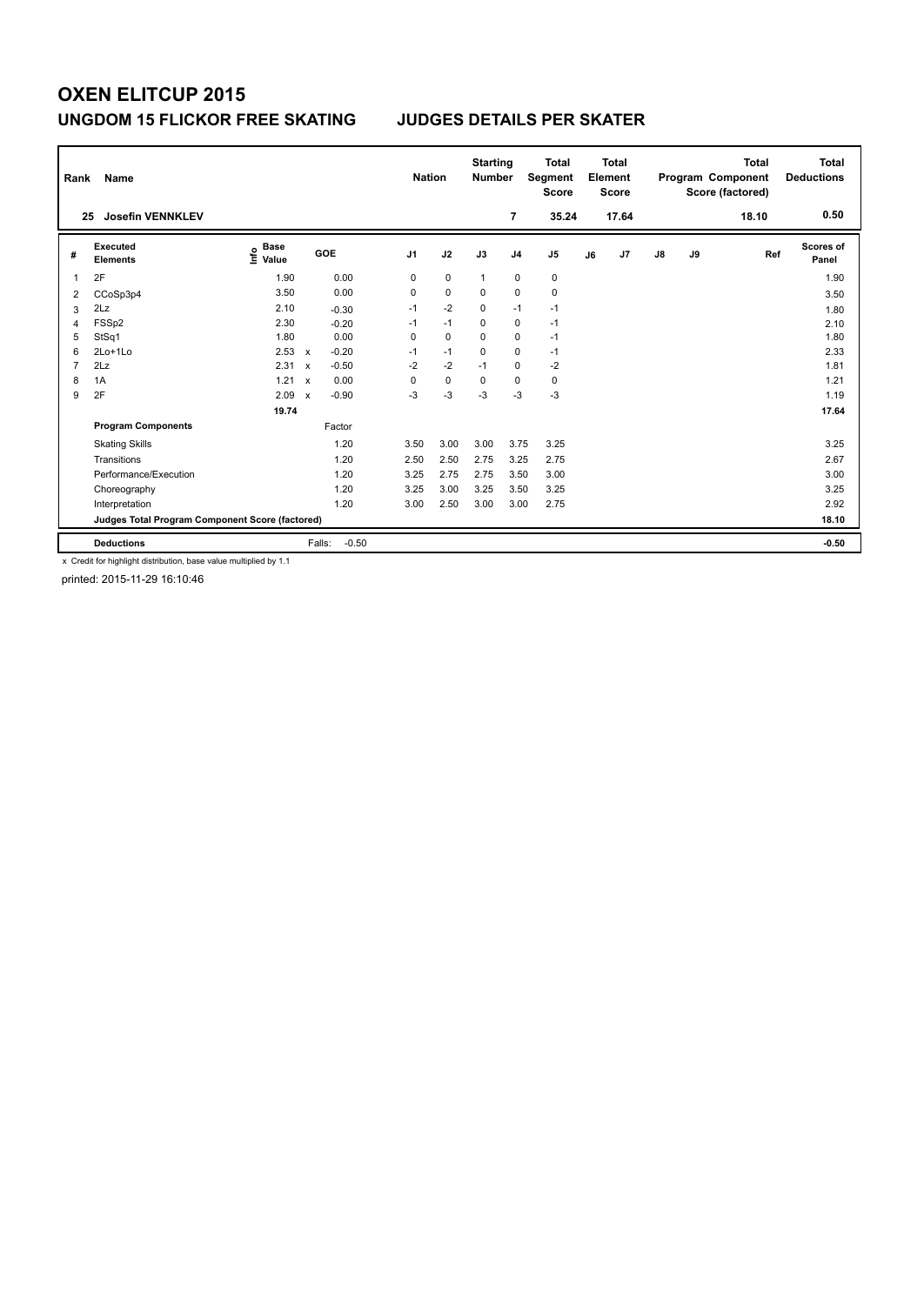# OXEN ELITCUP 2015

## UNGDOM 15 FLICKOR FREE SKATING   JUDGES DETAILS PER SKATER

| Rank | Name | Nation | Starting Number | Total Segment Score | Total Element Score | Total Program Component Score (factored) | Total Deductions |
|---|---|---|---|---|---|---|---|
| 25 | Josefin VENNKLEV | | 7 | 35.24 | 17.64 | 18.10 | 0.50 |

| # | Executed Elements | Info | Base Value | | GOE | J1 | J2 | J3 | J4 | J5 | J6 | J7 | J8 | J9 | Ref | Scores of Panel |
|---|---|---|---|---|---|---|---|---|---|---|---|---|---|---|---|---|
| 1 | 2F | | 1.90 | | 0.00 | 0 | 0 | 1 | 0 | 0 | | | | | | 1.90 |
| 2 | CCoSp3p4 | | 3.50 | | 0.00 | 0 | 0 | 0 | 0 | 0 | | | | | | 3.50 |
| 3 | 2Lz | | 2.10 | | -0.30 | -1 | -2 | 0 | -1 | -1 | | | | | | 1.80 |
| 4 | FSSp2 | | 2.30 | | -0.20 | -1 | -1 | 0 | 0 | -1 | | | | | | 2.10 |
| 5 | StSq1 | | 1.80 | | 0.00 | 0 | 0 | 0 | 0 | -1 | | | | | | 1.80 |
| 6 | 2Lo+1Lo | | 2.53 | x | -0.20 | -1 | -1 | 0 | 0 | -1 | | | | | | 2.33 |
| 7 | 2Lz | | 2.31 | x | -0.50 | -2 | -2 | -1 | 0 | -2 | | | | | | 1.81 |
| 8 | 1A | | 1.21 | x | 0.00 | 0 | 0 | 0 | 0 | 0 | | | | | | 1.21 |
| 9 | 2F | | 2.09 | x | -0.90 | -3 | -3 | -3 | -3 | -3 | | | | | | 1.19 |
| | | | 19.74 | | | | | | | | | | | | | 17.64 |
| | **Program Components** | | | | Factor | | | | | | | | | | | |
| | Skating Skills | | | | 1.20 | 3.50 | 3.00 | 3.00 | 3.75 | 3.25 | | | | | | 3.25 |
| | Transitions | | | | 1.20 | 2.50 | 2.50 | 2.75 | 3.25 | 2.75 | | | | | | 2.67 |
| | Performance/Execution | | | | 1.20 | 3.25 | 2.75 | 2.75 | 3.50 | 3.00 | | | | | | 3.00 |
| | Choreography | | | | 1.20 | 3.25 | 3.00 | 3.25 | 3.50 | 3.25 | | | | | | 3.25 |
| | Interpretation | | | | 1.20 | 3.00 | 2.50 | 3.00 | 3.00 | 2.75 | | | | | | 2.92 |
| | **Judges Total Program Component Score (factored)** | | | | | | | | | | | | | | | 18.10 |
| | **Deductions** | | | | Falls: -0.50 | | | | | | | | | | | -0.50 |

x Credit for highlight distribution, base value multiplied by 1.1

printed: 2015-11-29 16:10:46